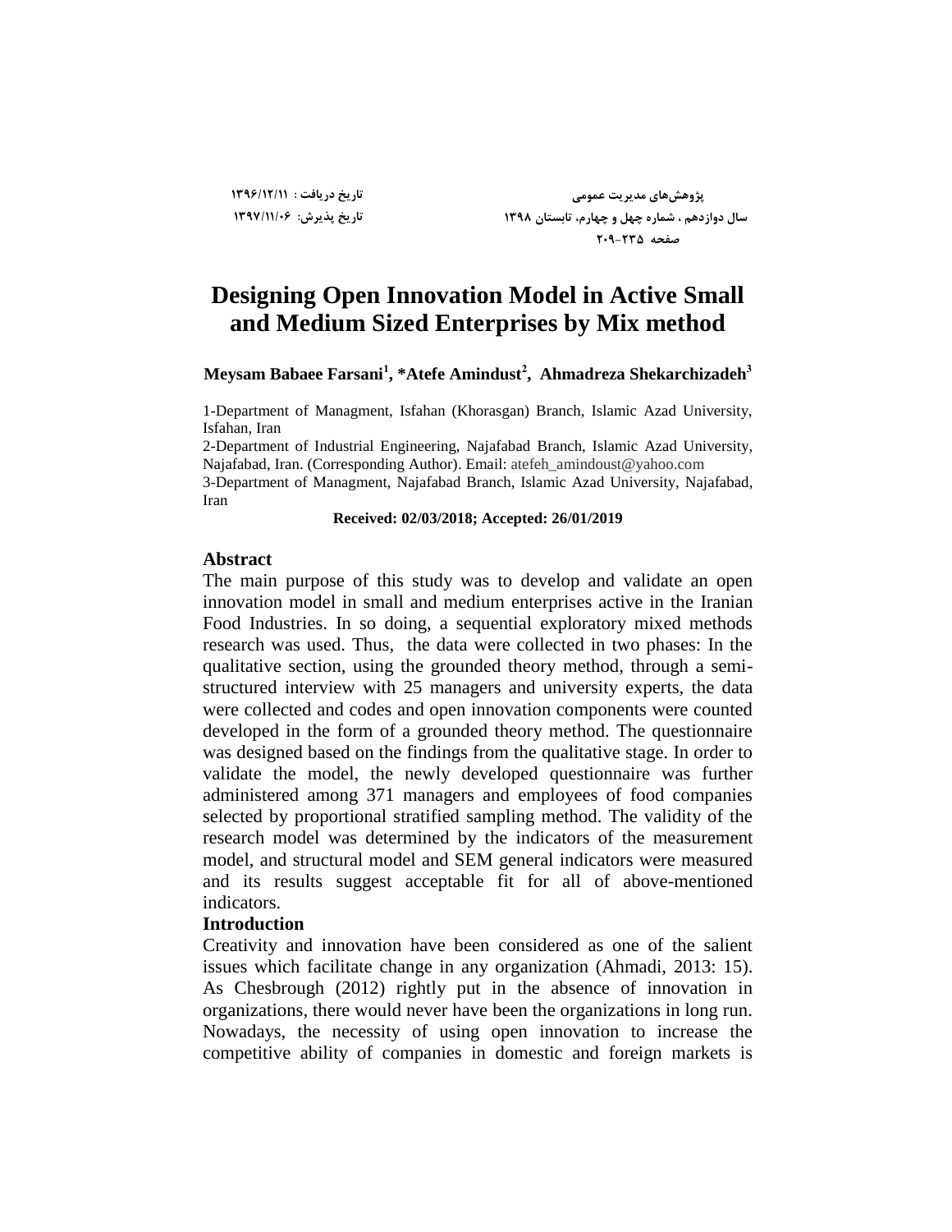# Designing Open Innovation Model in Active Small and Medium Sized Enterprises by Mix method

**Meysam Babaee Farsani[1], *Atefe Amindust[2], Ahmadreza Shekarchizadeh[3]**

1-Department of Managment, Isfahan (Khorasgan) Branch, Islamic Azad University, Isfahan, Iran

2-Department of Industrial Engineering, Najafabad Branch, Islamic Azad University, Najafabad, Iran. (Corresponding Author). Email: atefeh_amindoust@yahoo.com

3-Department of Managment, Najafabad Branch, Islamic Azad University, Najafabad, Iran

**Received: 02/03/2018; Accepted: 26/01/2019**

## Abstract

The main purpose of this study was to develop and validate an open innovation model in small and medium enterprises active in the Iranian Food Industries. In so doing, a sequential exploratory mixed methods research was used. Thus, the data were collected in two phases: In the qualitative section, using the grounded theory method, through a semi-structured interview with 25 managers and university experts, the data were collected and codes and open innovation components were counted developed in the form of a grounded theory method. The questionnaire was designed based on the findings from the qualitative stage. In order to validate the model, the newly developed questionnaire was further administered among 371 managers and employees of food companies selected by proportional stratified sampling method. The validity of the research model was determined by the indicators of the measurement model, and structural model and SEM general indicators were measured and its results suggest acceptable fit for all of above-mentioned indicators.

## Introduction

Creativity and innovation have been considered as one of the salient issues which facilitate change in any organization (Ahmadi, 2013: 15). As Chesbrough (2012) rightly put in the absence of innovation in organizations, there would never have been the organizations in long run. Nowadays, the necessity of using open innovation to increase the competitive ability of companies in domestic and foreign markets is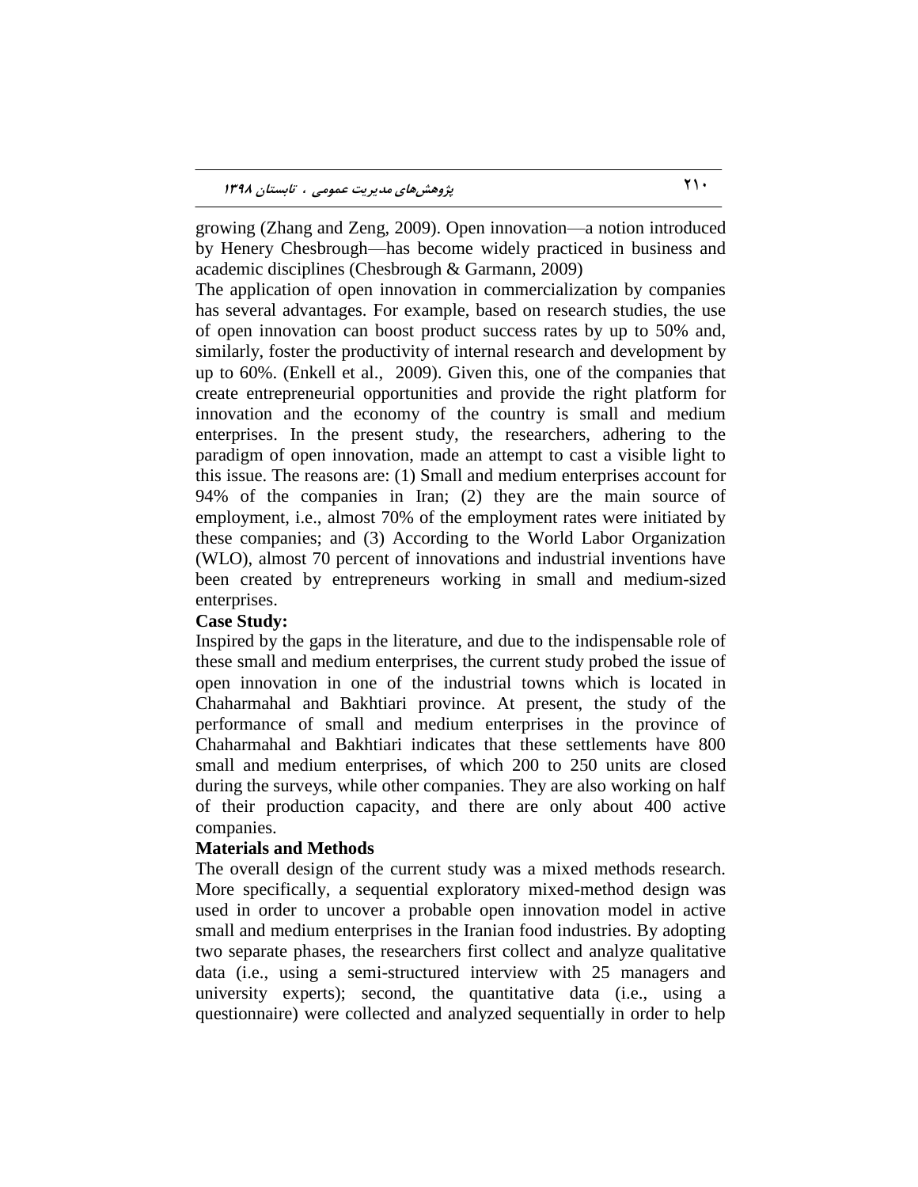growing (Zhang and Zeng, 2009). Open innovation—a notion introduced by Henery Chesbrough—has become widely practiced in business and academic disciplines (Chesbrough & Garmann, 2009)

The application of open innovation in commercialization by companies has several advantages. For example, based on research studies, the use of open innovation can boost product success rates by up to 50% and, similarly, foster the productivity of internal research and development by up to 60%. (Enkell et al., 2009). Given this, one of the companies that create entrepreneurial opportunities and provide the right platform for innovation and the economy of the country is small and medium enterprises. In the present study, the researchers, adhering to the paradigm of open innovation, made an attempt to cast a visible light to this issue. The reasons are: (1) Small and medium enterprises account for 94% of the companies in Iran; (2) they are the main source of employment, i.e., almost 70% of the employment rates were initiated by these companies; and (3) According to the World Labor Organization (WLO), almost 70 percent of innovations and industrial inventions have been created by entrepreneurs working in small and medium-sized enterprises.

**Case Study:**

Inspired by the gaps in the literature, and due to the indispensable role of these small and medium enterprises, the current study probed the issue of open innovation in one of the industrial towns which is located in Chaharmahal and Bakhtiari province. At present, the study of the performance of small and medium enterprises in the province of Chaharmahal and Bakhtiari indicates that these settlements have 800 small and medium enterprises, of which 200 to 250 units are closed during the surveys, while other companies. They are also working on half of their production capacity, and there are only about 400 active companies.

**Materials and Methods**

The overall design of the current study was a mixed methods research. More specifically, a sequential exploratory mixed-method design was used in order to uncover a probable open innovation model in active small and medium enterprises in the Iranian food industries. By adopting two separate phases, the researchers first collect and analyze qualitative data (i.e., using a semi-structured interview with 25 managers and university experts); second, the quantitative data (i.e., using a questionnaire) were collected and analyzed sequentially in order to help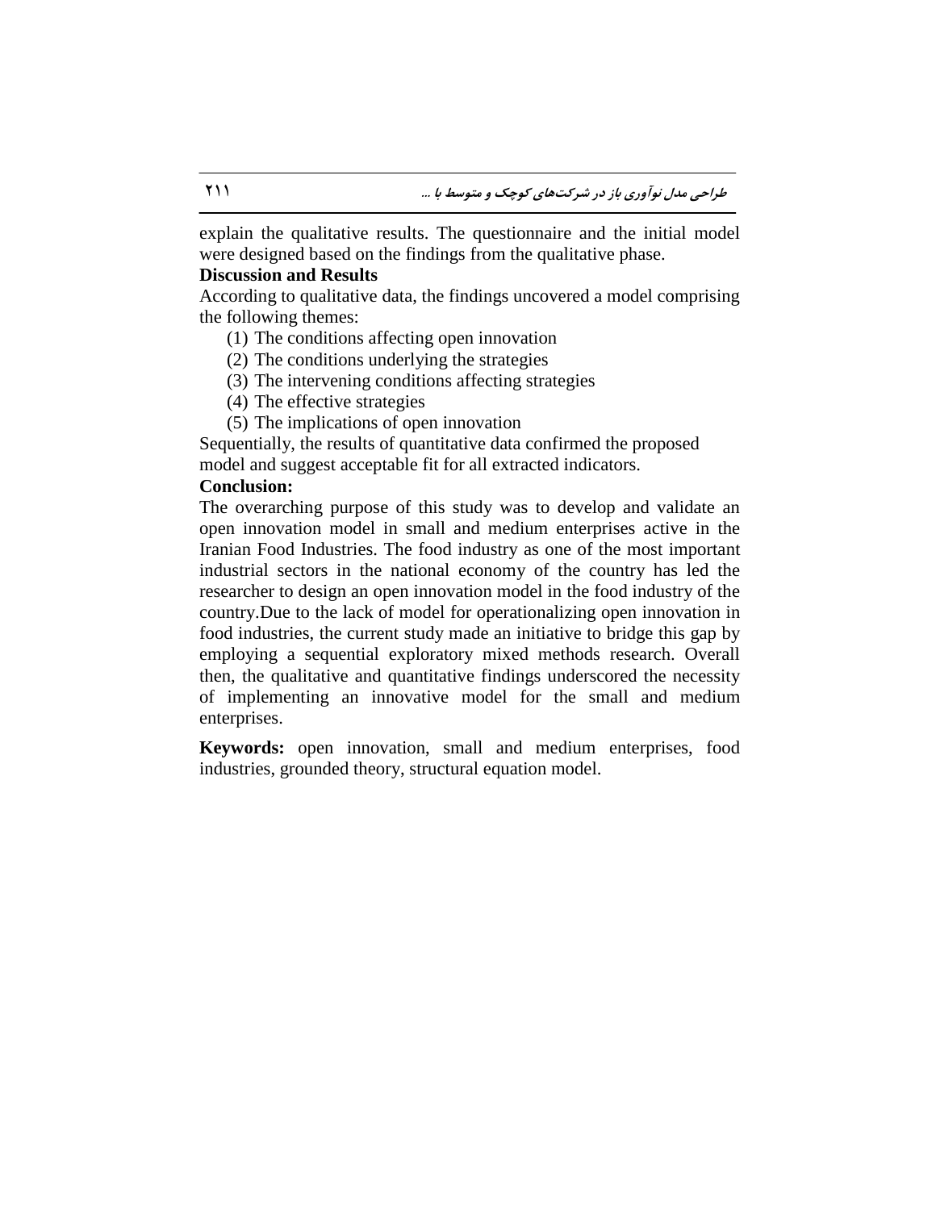explain the qualitative results. The questionnaire and the initial model were designed based on the findings from the qualitative phase.

**Discussion and Results**

According to qualitative data, the findings uncovered a model comprising the following themes:

(1) The conditions affecting open innovation
(2) The conditions underlying the strategies
(3) The intervening conditions affecting strategies
(4) The effective strategies
(5) The implications of open innovation

Sequentially, the results of quantitative data confirmed the proposed model and suggest acceptable fit for all extracted indicators.

**Conclusion:**

The overarching purpose of this study was to develop and validate an open innovation model in small and medium enterprises active in the Iranian Food Industries. The food industry as one of the most important industrial sectors in the national economy of the country has led the researcher to design an open innovation model in the food industry of the country.Due to the lack of model for operationalizing open innovation in food industries, the current study made an initiative to bridge this gap by employing a sequential exploratory mixed methods research. Overall then, the qualitative and quantitative findings underscored the necessity of implementing an innovative model for the small and medium enterprises.

**Keywords:** open innovation, small and medium enterprises, food industries, grounded theory, structural equation model.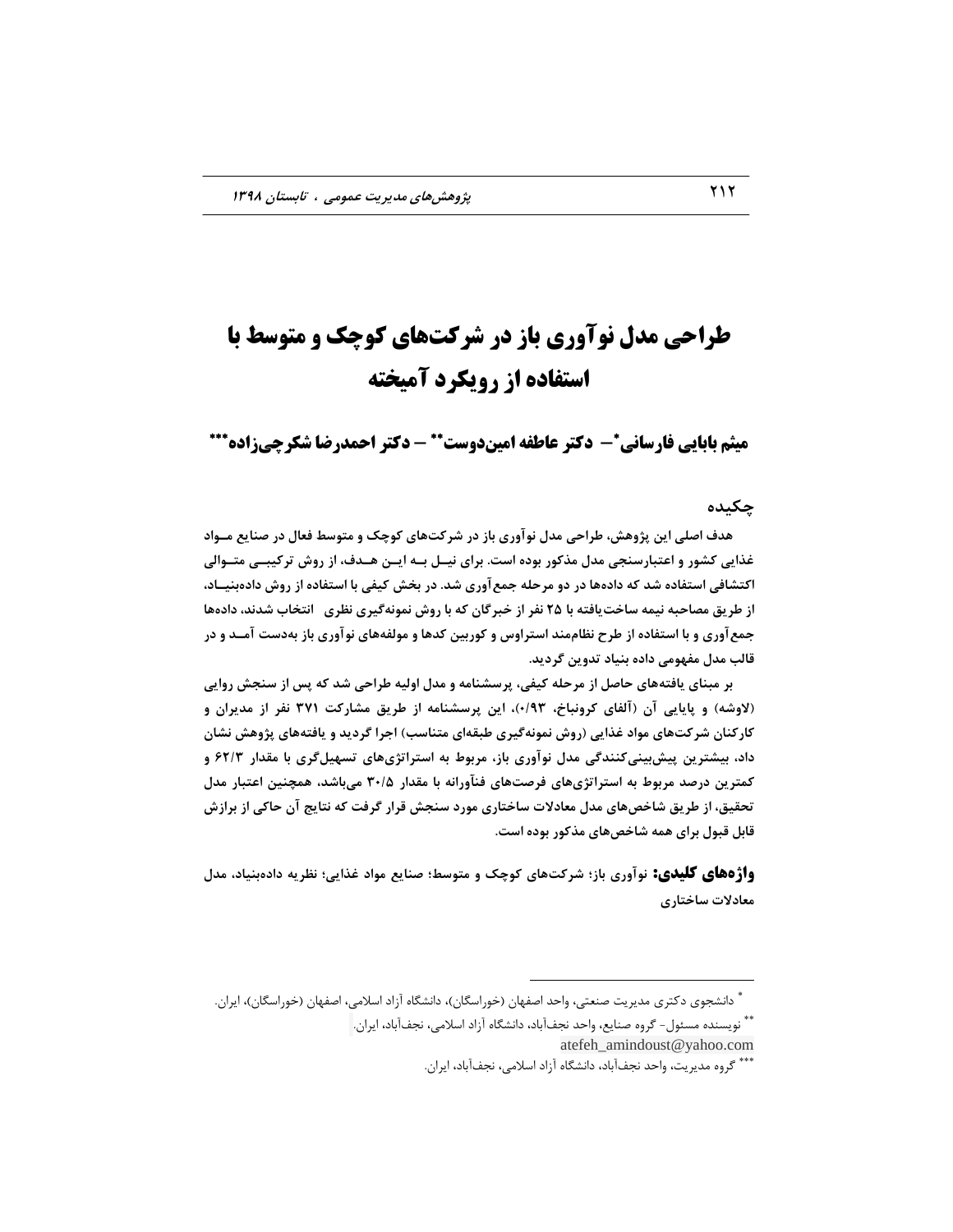# طراحی مدل نوآوری باز در شرکت‌های کوچک و متوسط با استفاده از رویکرد آمیخته

**میثم بابایی فارسانی[*]– دکتر عاطفه امین‌دوست[**] – دکتر احمدرضا شکرچی‌زاده[***]**

## چکیده

هدف اصلی این پژوهش، طراحی مدل نوآوری باز در شرکت‌های کوچک و متوسط فعال در صنایع مواد غذایی کشور و اعتبارسنجی مدل مذکور بوده است. برای نیل به این هدف، از روش ترکیبی متوالی اکتشافی استفاده شد که داده‌ها در دو مرحله جمع‌آوری شد. در بخش کیفی با استفاده از روش داده‌بنیاد، از طریق مصاحبه نیمه ساخت‌یافته با ۲۵ نفر از خبرگان که با روش نمونه‌گیری نظری انتخاب شدند، داده‌ها جمع‌آوری و با استفاده از طرح نظام‌مند استراوس و کوربین کدها و مولفه‌های نوآوری باز به‌دست آمد و در قالب مدل مفهومی داده بنیاد تدوین گردید.

بر مبنای یافته‌های حاصل از مرحله کیفی، پرسشنامه و مدل اولیه طراحی شد که پس از سنجش روایی (لاوشه) و پایایی آن (آلفای کرونباخ، ۰/۹۳)، این پرسشنامه از طریق مشارکت ۳۷۱ نفر از مدیران و کارکنان شرکت‌های مواد غذایی (روش نمونه‌گیری طبقه‌ای متناسب) اجرا گردید و یافته‌های پژوهش نشان داد، بیشترین پیش‌بینی‌کنندگی مدل نوآوری باز، مربوط به استراتژی‌های تسهیل‌گری با مقدار ۶۲/۳ و کمترین درصد مربوط به استراتژی‌های فرصت‌های فنآورانه با مقدار ۳۰/۵ می‌باشد، همچنین اعتبار مدل تحقیق، از طریق شاخص‌های مدل معادلات ساختاری مورد سنجش قرار گرفت که نتایج آن حاکی از برازش قابل قبول برای همه شاخص‌های مذکور بوده است.

**واژه‌های کلیدی:** نوآوری باز؛ شرکت‌های کوچک و متوسط؛ صنایع مواد غذایی؛ نظریه داده‌بنیاد، مدل معادلات ساختاری

---

[*] دانشجوی دکتری مدیریت صنعتی، واحد اصفهان (خوراسگان)، دانشگاه آزاد اسلامی، اصفهان (خوراسگان)، ایران.

[**] نویسنده مسئول- گروه صنایع، واحد نجف‌آباد، دانشگاه آزاد اسلامی، نجف‌آباد، ایران.
atefeh_amindoust@yahoo.com

[***] گروه مدیریت، واحد نجف‌آباد، دانشگاه آزاد اسلامی، نجف‌آباد، ایران.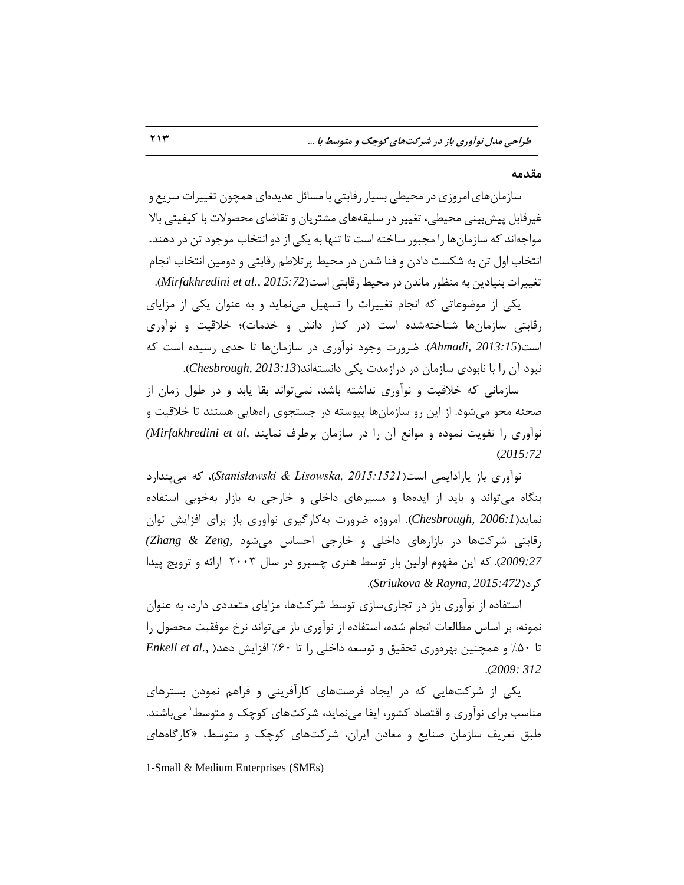## مقدمه

سازمان‌های امروزی در محیطی بسیار رقابتی با مسائل عدیده‌ای همچون تغییرات سریع و غیرقابل پیش‌بینی محیطی، تغییر در سلیقه‌های مشتریان و تقاضای محصولات با کیفیتی بالا مواجه‌اند که سازمان‌ها را مجبور ساخته است تا تنها به یکی از دو انتخاب موجود تن در دهند، انتخاب اول تن به شکست دادن و فنا شدن در محیط پرتلاطم رقابتی و دومین انتخاب انجام تغییرات بنیادین به منظور ماندن در محیط رقابتی است(*Mirfakhredini et al., 2015:72*).

یکی از موضوعاتی که انجام تغییرات را تسهیل می‌نماید و به عنوان یکی از مزایای رقابتی سازمان‌ها شناخته‌شده است (در کنار دانش و خدمات)؛ خلاقیت و نوآوری است(*Ahmadi, 2013:15*). ضرورت وجود نوآوری در سازمان‌ها تا حدی رسیده است که نبود آن را با نابودی سازمان در درازمدت یکی دانسته‌اند(*Chesbrough, 2013:13*).

سازمانی که خلاقیت و نوآوری نداشته باشد، نمی‌تواند بقا یابد و در طول زمان از صحنه محو می‌شود. از این رو سازمان‌ها پیوسته در جستجوی راه‌هایی هستند تا خلاقیت و نوآوری را تقویت نموده و موانع آن را در سازمان برطرف نمایند (*Mirfakhredini et al, 2015:72*)

نوآوری باز پارادایمی است(*Stanisławski & Lisowska, 2015:1521*)، که می‌پندارد بنگاه می‌تواند و باید از ایده‌ها و مسیرهای داخلی و خارجی به بازار به‌خوبی استفاده نماید(*Chesbrough, 2006:1*). امروزه ضرورت به‌کارگیری نوآوری باز برای افزایش توان رقابتی شرکت‌ها در بازارهای داخلی و خارجی احساس می‌شود (*Zhang & Zeng, 2009:27*). که این مفهوم اولین بار توسط هنری چسبرو در سال ۲۰۰۳ ارائه و ترویج پیدا کرد(*Striukova & Rayna, 2015:472*).

استفاده از نوآوری باز در تجاری‌سازی توسط شرکت‌ها، مزایای متعددی دارد، به عنوان نمونه، بر اساس مطالعات انجام شده، استفاده از نوآوری باز می‌تواند نرخ موفقیت محصول را تا ۵۰٪ و همچنین بهره‌وری تحقیق و توسعه داخلی را تا ۶۰٪ افزایش دهد( *Enkell et al., 2009: 312*).

یکی از شرکت‌هایی که در ایجاد فرصت‌های کارآفرینی و فراهم نمودن بسترهای مناسب برای نوآوری و اقتصاد کشور، ایفا می‌نماید، شرکت‌های کوچک و متوسط[1] می‌باشند. طبق تعریف سازمان صنایع و معادن ایران، شرکت‌های کوچک و متوسط، «کارگاه‌های

---

1-Small & Medium Enterprises (SMEs)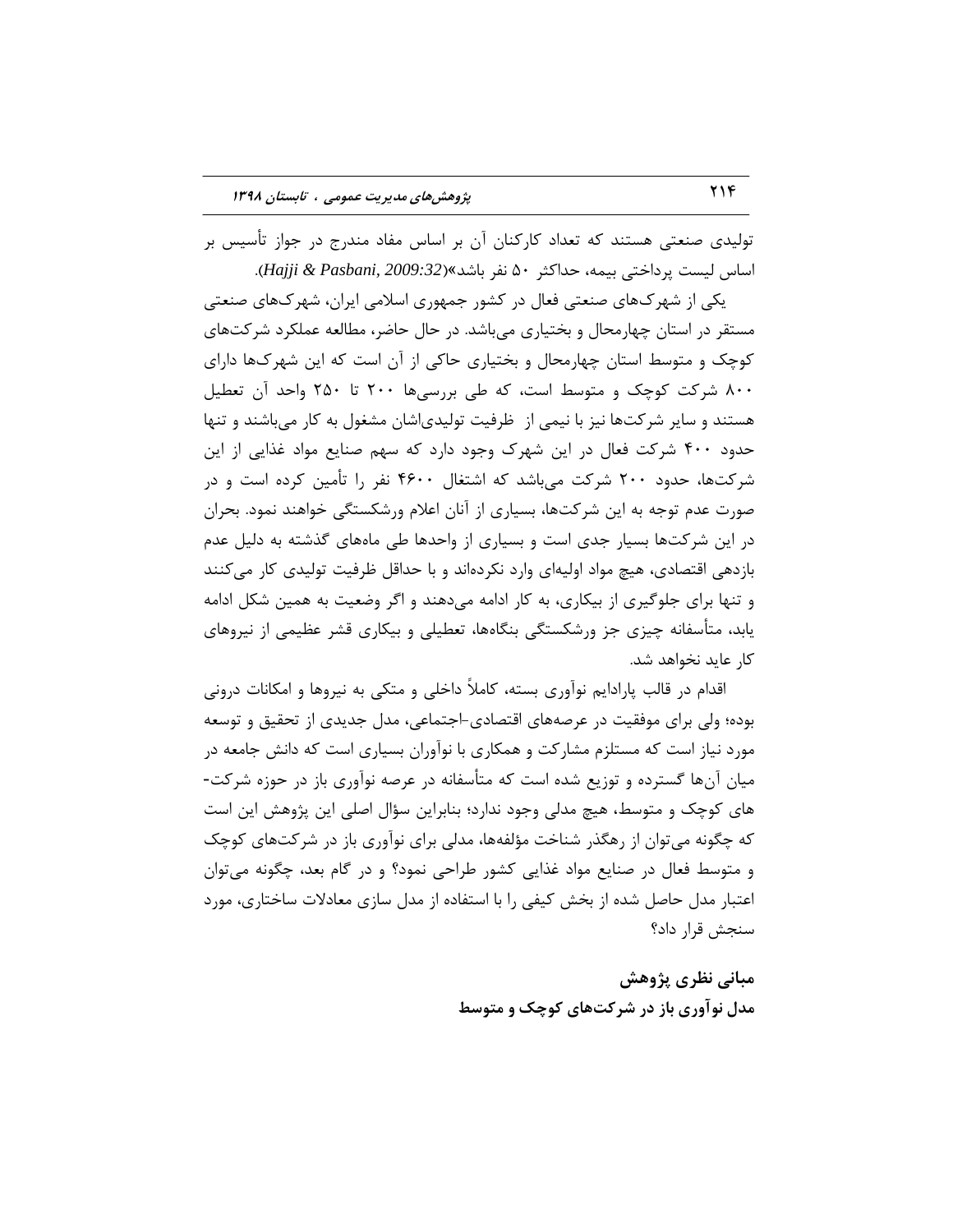تولیدی صنعتی هستند که تعداد کارکنان آن بر اساس مفاد مندرج در جواز تأسیس بر اساس لیست پرداختی بیمه، حداکثر ۵۰ نفر باشد» (*Hajji & Pasbani, 2009:32*).

یکی از شهرک‌های صنعتی فعال در کشور جمهوری اسلامی ایران، شهرک‌های صنعتی مستقر در استان چهارمحال و بختیاری می‌باشد. در حال حاضر، مطالعه عملکرد شرکت‌های کوچک و متوسط استان چهارمحال و بختیاری حاکی از آن است که این شهرک‌ها دارای ۸۰۰ شرکت کوچک و متوسط است، که طی بررسی‌ها ۲۰۰ تا ۲۵۰ واحد آن تعطیل هستند و سایر شرکت‌ها نیز با نیمی از ظرفیت تولیدی‌اشان مشغول به کار می‌باشند و تنها حدود ۴۰۰ شرکت فعال در این شهرک وجود دارد که سهم صنایع مواد غذایی از این شرکت‌ها، حدود ۲۰۰ شرکت می‌باشد که اشتغال ۴۶۰۰ نفر را تأمین کرده است و در صورت عدم توجه به این شرکت‌ها، بسیاری از آنان اعلام ورشکستگی خواهند نمود. بحران در این شرکت‌ها بسیار جدی است و بسیاری از واحدها طی ماه‌های گذشته به دلیل عدم بازدهی اقتصادی، هیچ مواد اولیه‌ای وارد نکرده‌اند و با حداقل ظرفیت تولیدی کار می‌کنند و تنها برای جلوگیری از بیکاری، به کار ادامه می‌دهند و اگر وضعیت به همین شکل ادامه یابد، متأسفانه چیزی جز ورشکستگی بنگاه‌ها، تعطیلی و بیکاری قشر عظیمی از نیروهای کار عاید نخواهد شد.

اقدام در قالب پارادایم نوآوری بسته، کاملاً داخلی و متکی به نیروها و امکانات درونی بوده؛ ولی برای موفقیت در عرصه‌های اقتصادی-اجتماعی، مدل جدیدی از تحقیق و توسعه مورد نیاز است که مستلزم مشارکت و همکاری با نوآوران بسیاری است که دانش جامعه در میان آن‌ها گسترده و توزیع شده است که متأسفانه در عرصه نوآوری باز در حوزه شرکت‌های کوچک و متوسط، هیچ مدلی وجود ندارد؛ بنابراین سؤال اصلی این پژوهش این است که چگونه می‌توان از رهگذر شناخت مؤلفه‌ها، مدلی برای نوآوری باز در شرکت‌های کوچک و متوسط فعال در صنایع مواد غذایی کشور طراحی نمود؟ و در گام بعد، چگونه می‌توان اعتبار مدل حاصل شده از بخش کیفی را با استفاده از مدل سازی معادلات ساختاری، مورد سنجش قرار داد؟

## مبانی نظری پژوهش

### مدل نوآوری باز در شرکت‌های کوچک و متوسط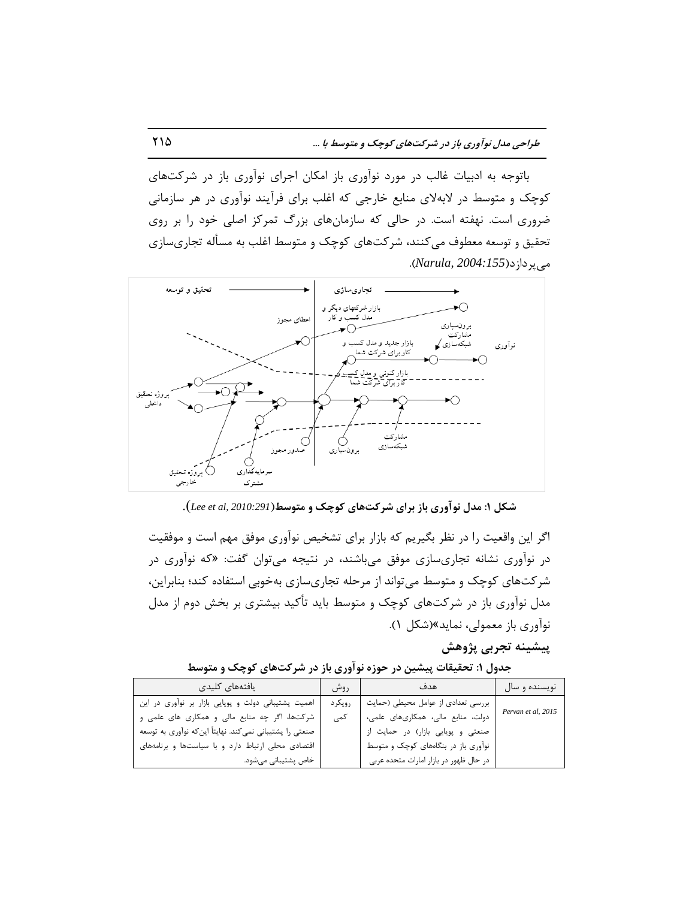باتوجه به ادبیات غالب در مورد نوآوری باز امکان اجرای نوآوری باز در شرکت‌های کوچک و متوسط در لابه‌لای منابع خارجی که اغلب برای فرآیند نوآوری در هر سازمانی ضروری است. نهفته است. در حالی که سازمان‌های بزرگ تمرکز اصلی خود را بر روی تحقیق و توسعه معطوف می‌کنند، شرکت‌های کوچک و متوسط اغلب به مسأله تجاری‌سازی می‌پردازد(*Narula, 2004:155*).

**شکل ۱: مدل نوآوری باز برای شرکت‌های کوچک و متوسط**(*Lee et al, 2010:291*).

اگر این واقعیت را در نظر بگیریم که بازار برای تشخیص نوآوری موفق مهم است و موفقیت در نوآوری نشانه تجاری‌سازی موفق می‌باشند، در نتیجه می‌توان گفت: «که نوآوری در شرکت‌های کوچک و متوسط می‌تواند از مرحله تجاری‌سازی به‌خوبی استفاده کند؛ بنابراین، مدل نوآوری باز در شرکت‌های کوچک و متوسط باید تأکید بیشتری بر بخش دوم از مدل نوآوری باز معمولی، نماید»(شکل ۱).

## پیشینه تجربی پژوهش

**جدول ۱: تحقیقات پیشین در حوزه نوآوری باز در شرکت‌های کوچک و متوسط**

| نویسنده و سال | هدف | روش | یافته‌های کلیدی |
|---|---|---|---|
| Pervan et al, 2015 | بررسی تعدادی از عوامل محیطی (حمایت دولت، منابع مالی، همکاری‌های علمی، صنعتی و پویایی بازار) در حمایت از نوآوری باز در بنگاه‌های کوچک و متوسط در حال ظهور در بازار امارات متحده عربی | رویکرد کمی | اهمیت پشتیبانی دولت و پویایی بازار بر نوآوری در این شرکت‌ها، اگر چه منابع مالی و همکاری های علمی و صنعتی را پشتیبانی نمی‌کند. نهایتاً این‌که نوآوری به توسعه اقتصادی محلی ارتباط دارد و با سیاست‌ها و برنامه‌های خاص پشتیبانی می‌شود. |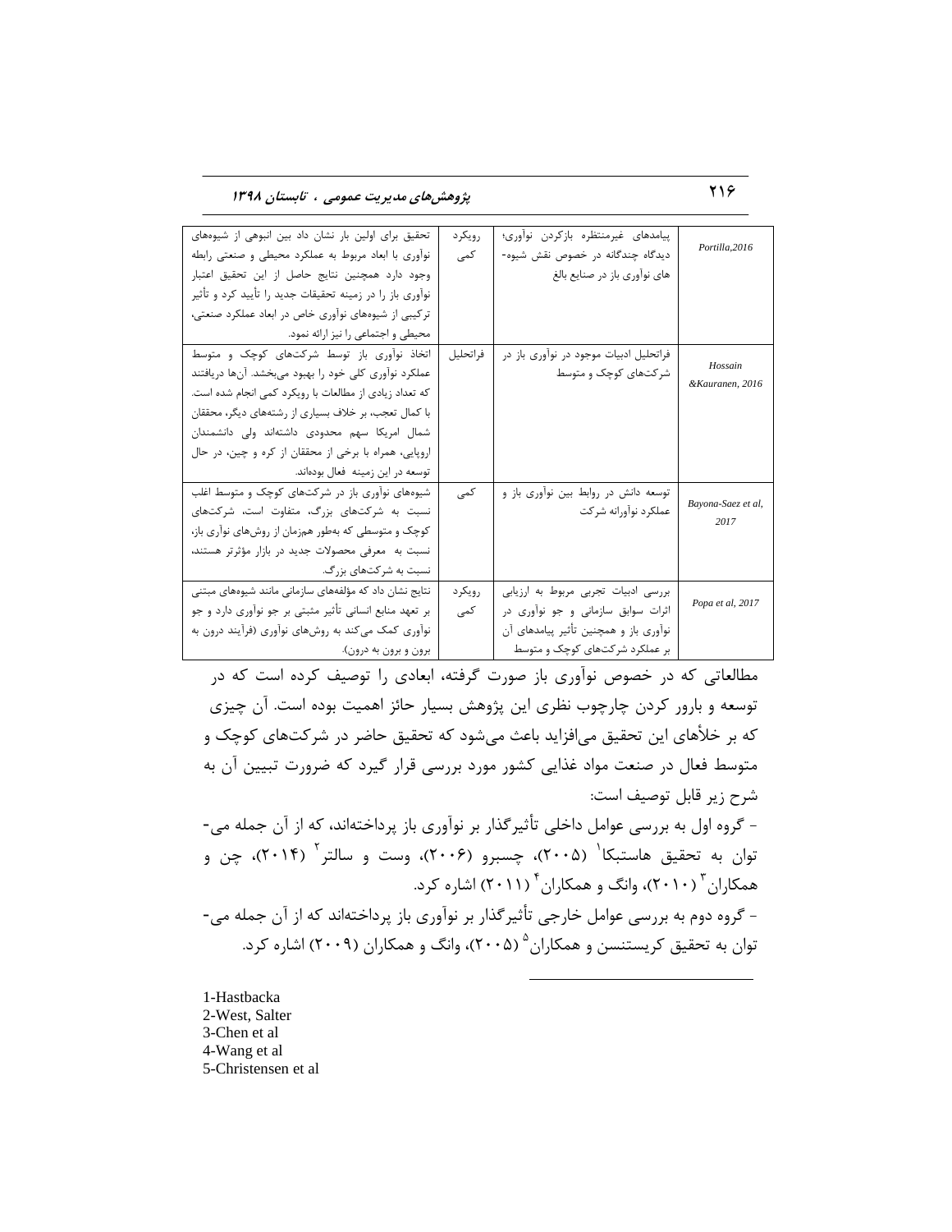| Portilla,2016 | پیامدهای غیرمنتظره بازکردن نوآوری؛ دیدگاه چندگانه در خصوص نقش شیوه-های نوآوری باز در صنایع بالغ | رویکرد کمی | تحقیق برای اولین بار نشان داد بین انبوهی از شیوه‌های نوآوری با ابعاد مربوط به عملکرد محیطی و صنعتی رابطه وجود دارد همچنین نتایج حاصل از این تحقیق اعتبار نوآوری باز را در زمینه تحقیقات جدید را تأیید کرد و تأثیر ترکیبی از شیوه‌های نوآوری خاص در ابعاد عملکرد صنعتی، محیطی و اجتماعی را نیز ارائه نمود. |
|---|---|---|---|
| Hossain &Kauranen, 2016 | فراتحلیل ادبیات موجود در نوآوری باز در شرکت‌های کوچک و متوسط | فراتحلیل | اتخاذ نوآوری باز توسط شرکت‌های کوچک و متوسط عملکرد نوآوری کلی خود را بهبود می‌بخشد. آن‌ها دریافتند که تعداد زیادی از مطالعات با رویکرد کمی انجام شده است. با کمال تعجب، بر خلاف بسیاری از رشته‌های دیگر، محققان شمال امریکا سهم محدودی داشته‌اند ولی دانشمندان اروپایی، همراه با برخی از محققان از کره و چین، در حال توسعه در این زمینه فعال بوده‌اند. |
| Bayona-Saez et al, 2017 | توسعه دانش در روابط بین نوآوری باز و عملکرد نوآورانه شرکت | کمی | شیوه‌های نوآوری باز در شرکت‌های کوچک و متوسط اغلب نسبت به شرکت‌های بزرگ، متفاوت است، شرکت‌های کوچک و متوسطی که به‌طور همزمان از روش‌های نوآری باز، نسبت به معرفی محصولات جدید در بازار مؤثرتر هستند، نسبت به شرکت‌های بزرگ. |
| Popa et al, 2017 | بررسی ادبیات تجربی مربوط به ارزیابی اثرات سوابق سازمانی و جو نوآوری در نوآوری باز و همچنین تأثیر پیامدهای آن بر عملکرد شرکت‌های کوچک و متوسط | رویکرد کمی | نتایج نشان داد که مؤلفه‌های سازمانی مانند شیوه‌های مبتنی بر تعهد منابع انسانی تأثیر مثبتی بر جو نوآوری دارد و جو نوآوری کمک می‌کند به روش‌های نوآوری (فرآیند درون به برون و برون به درون). |

مطالعاتی که در خصوص نوآوری باز صورت گرفته، ابعادی را توصیف کرده است که در توسعه و بارور کردن چارچوب نظری این پژوهش بسیار حائز اهمیت بوده است. آن چیزی که بر خلأهای این تحقیق می‌افزاید باعث می‌شود که تحقیق حاضر در شرکت‌های کوچک و متوسط فعال در صنعت مواد غذایی کشور مورد بررسی قرار گیرد که ضرورت تبیین آن به شرح زیر قابل توصیف است:

- گروه اول به بررسی عوامل داخلی تأثیرگذار بر نوآوری باز پرداخته‌اند، که از آن جمله می‌توان به تحقیق هاستبکا[1] (۲۰۰۵)، چسبرو (۲۰۰۶)، وست و سالتر[2] (۲۰۱۴)، چن و همکاران[3] (۲۰۱۰)، وانگ و همکاران[4] (۲۰۱۱) اشاره کرد.

- گروه دوم به بررسی عوامل خارجی تأثیرگذار بر نوآوری باز پرداخته‌اند که از آن جمله می‌توان به تحقیق کریستنسن و همکاران[5] (۲۰۰۵)، وانگ و همکاران (۲۰۰۹) اشاره کرد.

---

1-Hastbacka
2-West, Salter
3-Chen et al
4-Wang et al
5-Christensen et al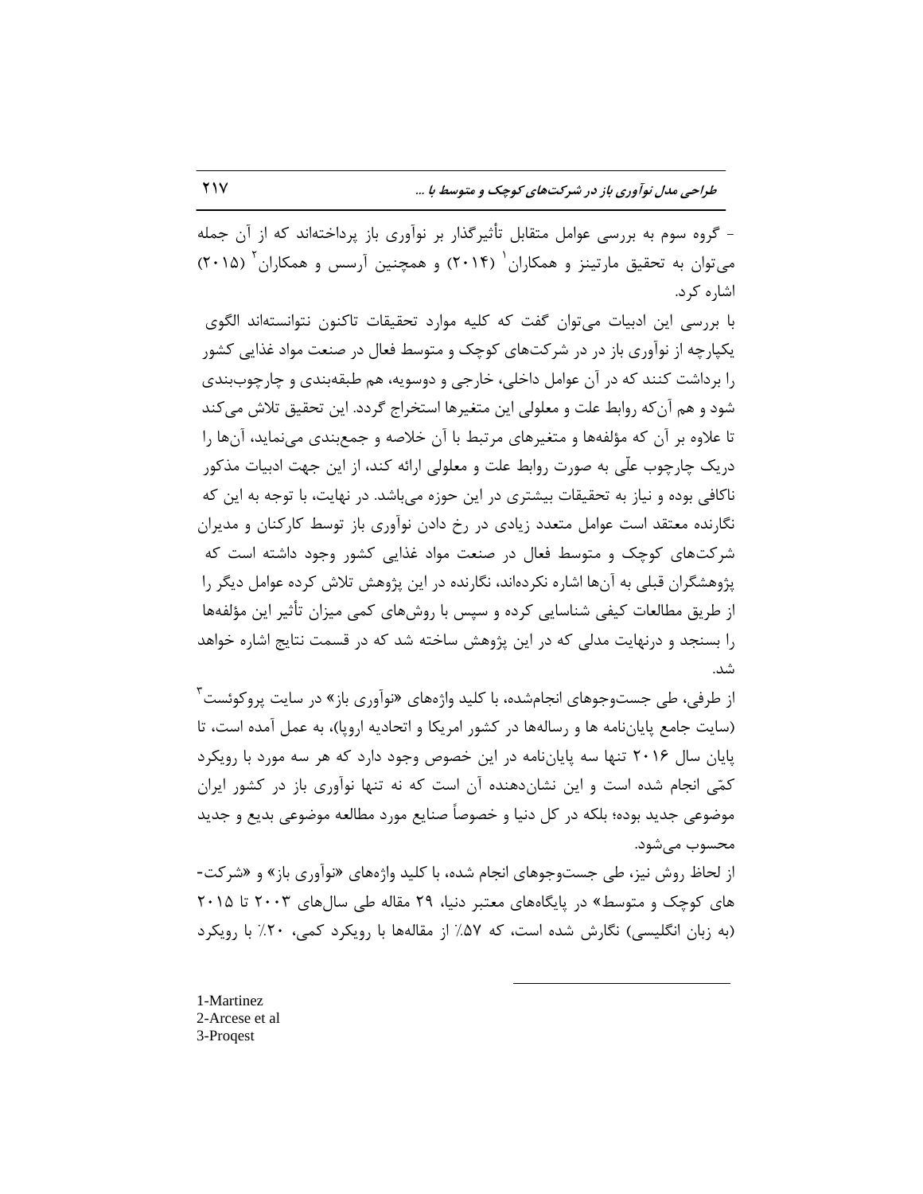- گروه سوم به بررسی عوامل متقابل تأثیرگذار بر نوآوری باز پرداخته‌اند که از آن جمله می‌توان به تحقیق مارتینز و همکاران[1] (۲۰۱۴) و همچنین آرسس و همکاران[2] (۲۰۱۵) اشاره کرد.

با بررسی این ادبیات می‌توان گفت که کلیه موارد تحقیقات تاکنون نتوانسته‌اند الگوی یکپارچه از نوآوری باز در در شرکت‌های کوچک و متوسط فعال در صنعت مواد غذایی کشور را برداشت کنند که در آن عوامل داخلی، خارجی و دوسویه، هم طبقه‌بندی و چارچوب‌بندی شود و هم آن‌که روابط علت و معلولی این متغیرها استخراج گردد. این تحقیق تلاش می‌کند تا علاوه بر آن که مؤلفه‌ها و متغیرهای مرتبط با آن خلاصه و جمع‌بندی می‌نماید، آن‌ها را دریک چارچوب علّی به صورت روابط علت و معلولی ارائه کند، از این جهت ادبیات مذکور ناکافی بوده و نیاز به تحقیقات بیشتری در این حوزه می‌باشد. در نهایت، با توجه به این که نگارنده معتقد است عوامل متعدد زیادی در رخ دادن نوآوری باز توسط کارکنان و مدیران شرکت‌های کوچک و متوسط فعال در صنعت مواد غذایی کشور وجود داشته است که پژوهشگران قبلی به آن‌ها اشاره نکرده‌اند، نگارنده در این پژوهش تلاش کرده عوامل دیگر را از طریق مطالعات کیفی شناسایی کرده و سپس با روش‌های کمی میزان تأثیر این مؤلفه‌ها را بسنجد و درنهایت مدلی که در این پژوهش ساخته شد که در قسمت نتایج اشاره خواهد شد.

از طرفی، طی جست‌وجوهای انجام‌شده، با کلید واژه‌های «نوآوری باز» در سایت پروکوئست[3] (سایت جامع پایان‌نامه ها و رساله‌ها در کشور امریکا و اتحادیه اروپا)، به عمل آمده است، تا پایان سال ۲۰۱۶ تنها سه پایان‌نامه در این خصوص وجود دارد که هر سه مورد با رویکرد کمّی انجام شده است و این نشان‌دهنده آن است که نه تنها نوآوری باز در کشور ایران موضوعی جدید بوده؛ بلکه در کل دنیا و خصوصاً صنایع مورد مطالعه موضوعی بدیع و جدید محسوب می‌شود.

از لحاظ روش نیز، طی جست‌وجوهای انجام شده، با کلید واژه‌های «نوآوری باز» و «شرکت-های کوچک و متوسط» در پایگاه‌های معتبر دنیا، ۲۹ مقاله طی سال‌های ۲۰۰۳ تا ۲۰۱۵ (به زبان انگلیسی) نگارش شده است، که ۵۷٪ از مقاله‌ها با رویکرد کمی، ۲۰٪ با رویکرد

---

1-Martinez
2-Arcese et al
3-Proqest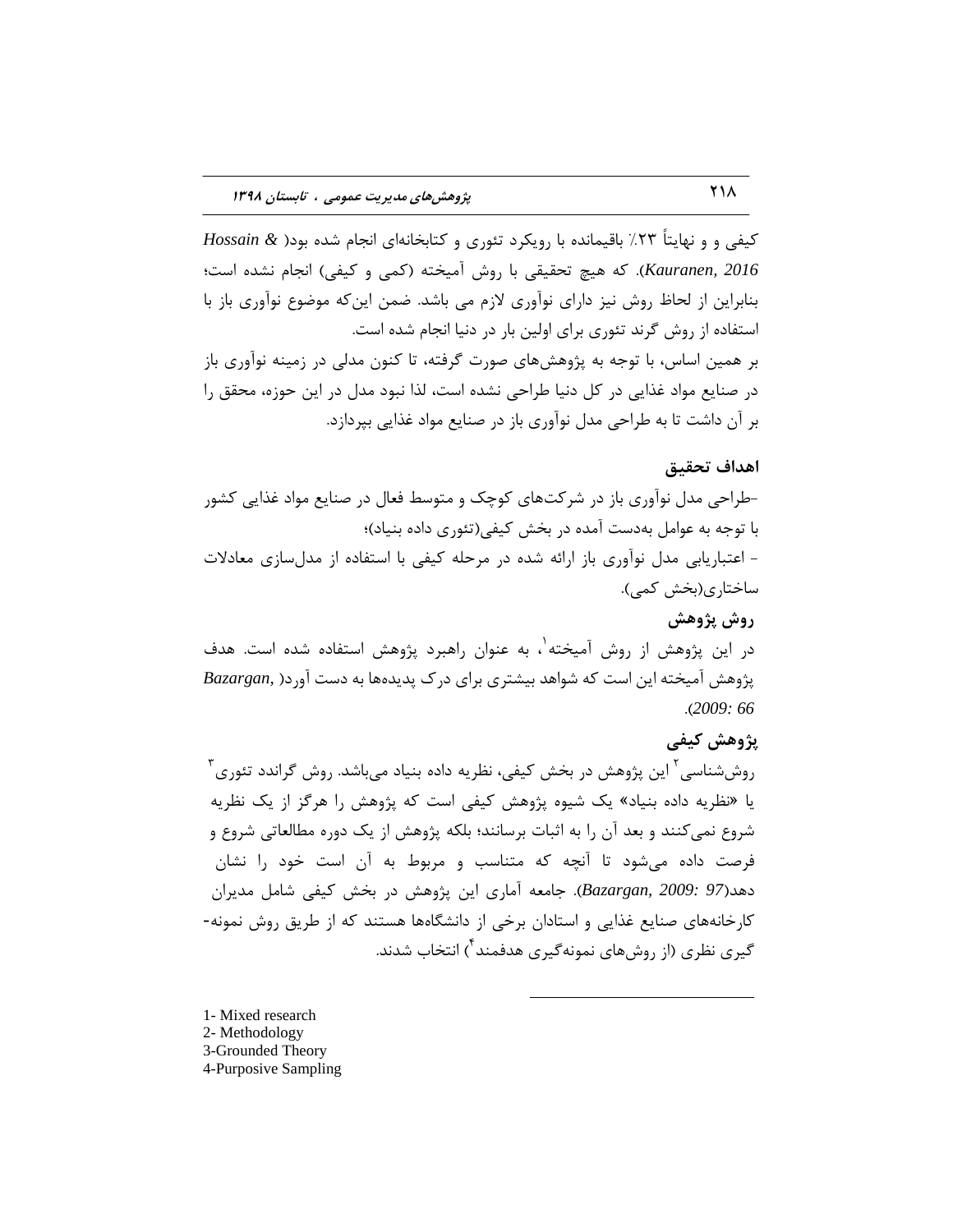کیفی و و نهایتاً ۲۳٪ باقیمانده با رویکرد تئوری و کتابخانه‌ای انجام شده بود( *Hossain & Kauranen, 2016*). که هیچ تحقیقی با روش آمیخته (کمی و کیفی) انجام نشده است؛ بنابراین از لحاظ روش نیز دارای نوآوری لازم می باشد. ضمن این‌که موضوع نوآوری باز با استفاده از روش گرند تئوری برای اولین بار در دنیا انجام شده است.

بر همین اساس، با توجه به پژوهش‌های صورت گرفته، تا کنون مدلی در زمینه نوآوری باز در صنایع مواد غذایی در کل دنیا طراحی نشده است، لذا نبود مدل در این حوزه، محقق را بر آن داشت تا به طراحی مدل نوآوری باز در صنایع مواد غذایی بپردازد.

## اهداف تحقیق

-طراحی مدل نوآوری باز در شرکت‌های کوچک و متوسط فعال در صنایع مواد غذایی کشور با توجه به عوامل به‌دست آمده در بخش کیفی(تئوری داده بنیاد)؛

- اعتباریابی مدل نوآوری باز ارائه شده در مرحله کیفی با استفاده از مدل‌سازی معادلات ساختاری(بخش کمی).

## روش پژوهش

در این پژوهش از روش آمیخته[1]، به عنوان راهبرد پژوهش استفاده شده است. هدف پژوهش آمیخته این است که شواهد بیشتری برای درک پدیده‌ها به دست آورد( *Bazargan, 2009: 66*).

## پژوهش کیفی

روش‌شناسی[2] این پژوهش در بخش کیفی، نظریه داده بنیاد می‌باشد. روش گراندد تئوری[3] یا «نظریه داده بنیاد» یک شیوه پژوهش کیفی است که پژوهش را هرگز از یک نظریه شروع نمی‌کنند و بعد آن را به اثبات برسانند؛ بلکه پژوهش از یک دوره مطالعاتی شروع و فرصت داده می‌شود تا آنچه که متناسب و مربوط به آن است خود را نشان دهد(*Bazargan, 2009: 97*). جامعه آماری این پژوهش در بخش کیفی شامل مدیران کارخانه‌های صنایع غذایی و استادان برخی از دانشگاه‌ها هستند که از طریق روش نمونه‌گیری نظری (از روش‌های نمونه‌گیری هدفمند[4]) انتخاب شدند.

---

1- Mixed research
2- Methodology
3-Grounded Theory
4-Purposive Sampling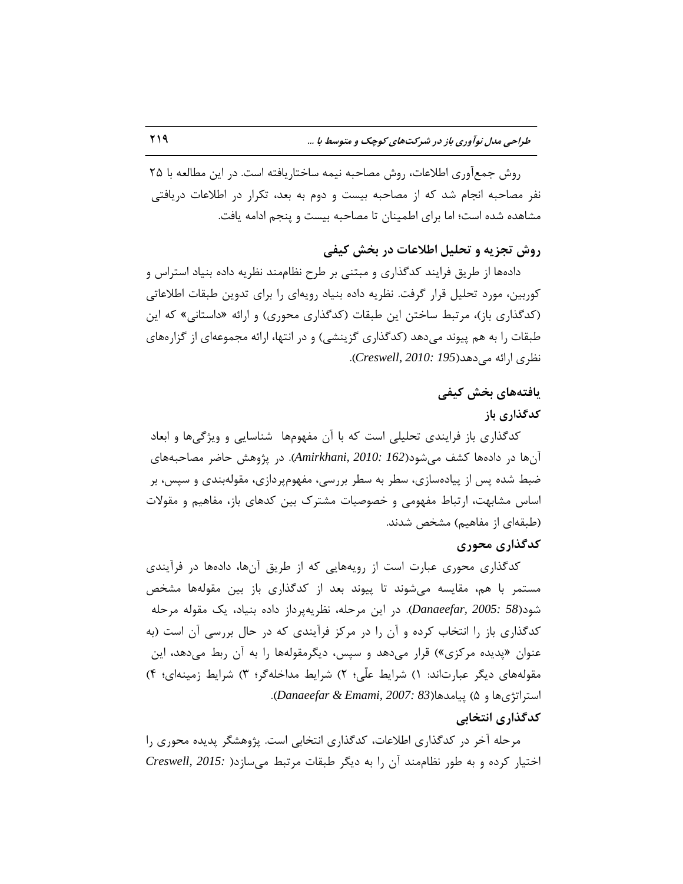روش جمع‌آوری اطلاعات، روش مصاحبه نیمه ساختاریافته است. در این مطالعه با ۲۵ نفر مصاحبه انجام شد که از مصاحبه بیست و دوم به بعد، تکرار در اطلاعات دریافتی مشاهده شده است؛ اما برای اطمینان تا مصاحبه بیست و پنجم ادامه یافت.

## روش تجزیه و تحلیل اطلاعات در بخش کیفی

داده‌ها از طریق فرایند کدگذاری و مبتنی بر طرح نظام‌مند نظریه داده بنیاد استراس و کوربین، مورد تحلیل قرار گرفت. نظریه داده بنیاد رویه‌ای را برای تدوین طبقات اطلاعاتی (کدگذاری باز)، مرتبط ساختن این طبقات (کدگذاری محوری) و ارائه «داستانی» که این طبقات را به هم پیوند می‌دهد (کدگذاری گزینشی) و در انتها، ارائه مجموعه‌ای از گزاره‌های نظری ارائه می‌دهد(*Creswell, 2010: 195*).

## یافته‌های بخش کیفی

### کدگذاری باز

کدگذاری باز فرایندی تحلیلی است که با آن مفهوم‌ها شناسایی و ویژگی‌ها و ابعاد آن‌ها در داده‌ها کشف می‌شود(*Amirkhani, 2010: 162*). در پژوهش حاضر مصاحبه‌های ضبط شده پس از پیاده‌سازی، سطر به سطر بررسی، مفهوم‌پردازی، مقوله‌بندی و سپس، بر اساس مشابهت، ارتباط مفهومی و خصوصیات مشترک بین کدهای باز، مفاهیم و مقولات (طبقه‌ای از مفاهیم) مشخص شدند.

### کدگذاری محوری

کدگذاری محوری عبارت است از رویه‌هایی که از طریق آن‌ها، داده‌ها در فرآیندی مستمر با هم، مقایسه می‌شوند تا پیوند بعد از کدگذاری باز بین مقوله‌ها مشخص شود(*Danaeefar, 2005: 58*). در این مرحله، نظریه‌پرداز داده بنیاد، یک مقوله مرحله کدگذاری باز را انتخاب کرده و آن را در مرکز فرآیندی که در حال بررسی آن است (به عنوان «پدیده مرکزی») قرار می‌دهد و سپس، دیگرمقوله‌ها را به آن ربط می‌دهد، این مقوله‌های دیگر عبارت‌اند: ۱) شرایط علّی؛ ۲) شرایط مداخله‌گر؛ ۳) شرایط زمینه‌ای؛ ۴) استراتژی‌ها و ۵) پیامدها(*Danaeefar & Emami, 2007: 83*).

### کدگذاری انتخابی

مرحله آخر در کدگذاری اطلاعات، کدگذاری انتخابی است. پژوهشگر پدیده محوری را اختیار کرده و به طور نظام‌مند آن را به دیگر طبقات مرتبط می‌سازد( *Creswell, 2015:*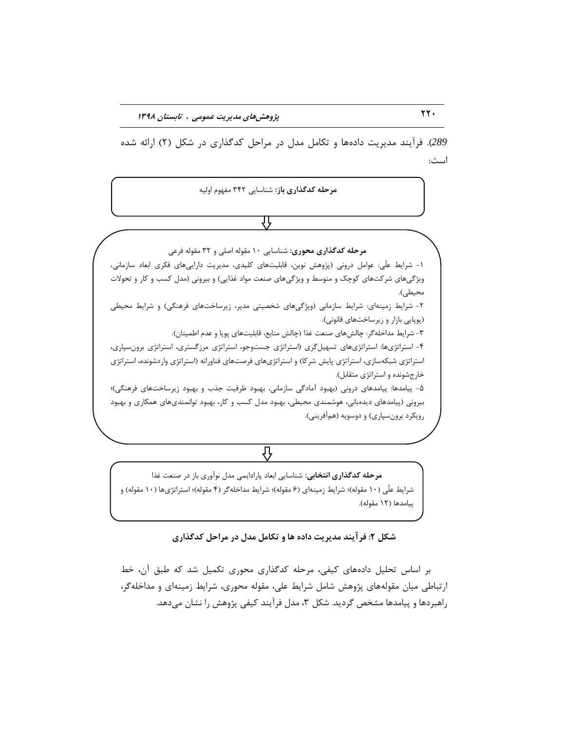289). فرآیند مدیریت داده‌ها و تکامل مدل در مراحل کدگذاری در شکل (۲) ارائه شده است:

**مرحله کدگذاری باز:** شناسایی ۳۴۲ مفهوم اولیه

⇩

**مرحله کدگذاری محوری:** شناسایی ۱۰ مقوله اصلی و ۳۲ مقوله فرعی

۱- شرایط علّی: عوامل درونی (پژوهش نوین، قابلیت‌های کلیدی، مدیریت دارایی‌های فکری ابعاد سازمانی، ویژگی‌های شرکت‌های کوچک و متوسط و ویژگی‌های صنعت مواد غذایی) و بیرونی (مدل کسب و کار و تحولات محیطی).

۲- شرایط زمینه‌ای: شرایط سازمانی (ویژگی‌های شخصیتی مدیر، زیرساخت‌های فرهنگی) و شرایط محیطی (پویایی بازار و زیرساخت‌های قانونی).

۳- شرایط مداخله‌گر: چالش‌های صنعت غذا (چالش منابع، قابلیت‌های پویا و عدم اطمینان).

۴- استراتژی‌ها: استراتژی‌های تسهیل‌گری (استراتژی جست‌وجو، استراتژی مرزگستری، استراتژی برون‌سپاری، استراتژی شبکه‌سازی، استراتژی پایش شرکا) و استراتژی‌های فرصت‌های فناورانه (استراتژی واردشونده، استراتژی خارج‌شونده و استراتژی متقابل).

۵- پیامدها: پیامدهای درونی (بهبود آمادگی سازمانی، بهبود ظرفیت جذب و بهبود زیرساخت‌های فرهنگی)؛ بیرونی (پیامدهای دیده‌بانی، هوشمندی محیطی، بهبود مدل کسب و کار، بهبود توانمندی‌های همکاری و بهبود رویکرد برون‌سپاری) و دوسویه (هم‌آفرینی).

⇩

**مرحله کدگذاری انتخابی:** شناسایی ابعاد پارادایمی مدل نوآوری باز در صنعت غذا

شرایط علّی (۱۰ مقوله)؛ شرایط زمینه‌ای (۶ مقوله)؛ شرایط مداخله‌گر (۴ مقوله)؛ استراتژی‌ها (۱۰ مقوله) و پیامدها (۱۲ مقوله).

**شکل ۲: فرآیند مدیریت داده ها و تکامل مدل در مراحل کدگذاری**

بر اساس تحلیل داده‌های کیفی، مرحله کدگذاری محوری تکمیل شد که طبق آن، خط ارتباطی میان مقوله‌های پژوهش شامل شرایط علی، مقوله محوری، شرایط زمینه‌ای و مداخله‌گر، راهبردها و پیامدها مشخص گردید. شکل ۳، مدل فرآیند کیفی پژوهش را نشان می‌دهد.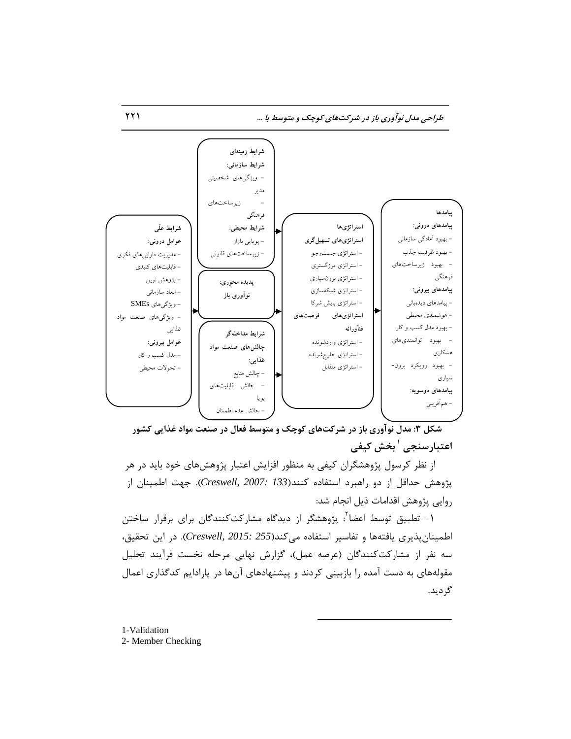شرایط علّی

عوامل درونی:
- مدیریت دارایی‌های فکری
- قابلیت‌های کلیدی
- پژوهش نوین
- ابعاد سازمانی
- ویژگی‌های SMEs
- ویژگی‌های صنعت مواد غذایی

عوامل بیرونی:
- مدل کسب و کار
- تحولات محیطی

شرایط زمینه‌ای

شرایط سازمانی:
- ویژگی‌های شخصیتی مدیر
- زیرساخت‌های فرهنگی

شرایط محیطی:
- پویایی بازار
- زیرساخت‌های قانونی

پدیده محوری:
نوآوری باز

شرایط مداخله‌گر

چالش‌های صنعت مواد غذایی:
- چالش منابع
- چالش قابلیت‌های پویا
- چالش عدم اطمینان

استراتژی‌ها

استراتژی‌های تسهیل‌گری
- استراتژی جست‌وجو
- استراتژی مرزگستری
- استراتژی برون‌سپاری
- استراتژی شبکه‌سازی
- استراتژی پایش شرکا

استراتژی‌های فرصت‌های فناورانه
- استراتژی واردشونده
- استراتژی خارج‌شونده
- استراتژی متقابل

پیامدها

پیامدهای درونی:
- بهبود آمادگی سازمانی
- بهبود ظرفیت جذب
- بهبود زیرساخت‌های فرهنگی

پیامدهای بیرونی:
- پیامدهای دیده‌بانی
- هوشمندی محیطی
- بهبود مدل کسب و کار
- بهبود توانمندی‌های همکاری
- بهبود رویکرد برون‌سپاری

پیامدهای دوسویه:
- هم‌آفرینی

**شکل ۳: مدل نوآوری باز در شرکت‌های کوچک و متوسط فعال در صنعت مواد غذایی کشور**

## اعتبارسنجی[1] بخش کیفی

از نظر کرسول پژوهشگران کیفی به منظور افزایش اعتبار پژوهش‌های خود باید در هر پژوهش حداقل از دو راهبرد استفاده کنند(*Creswell, 2007: 133*). جهت اطمینان از روایی پژوهش اقدامات ذیل انجام شد:

۱- تطبیق توسط اعضا[2]: پژوهشگر از دیدگاه مشارکت‌کنندگان برای برقرار ساختن اطمینان‌پذیری یافته‌ها و تفاسیر استفاده می‌کند(*Creswell, 2015: 255*). در این تحقیق، سه نفر از مشارکت‌کنندگان (عرصه عمل)، گزارش نهایی مرحله نخست فرآیند تحلیل مقوله‌های به دست آمده را بازبینی کردند و پیشنهادهای آن‌ها در پارادایم کدگذاری اعمال گردید.

---

1-Validation
2- Member Checking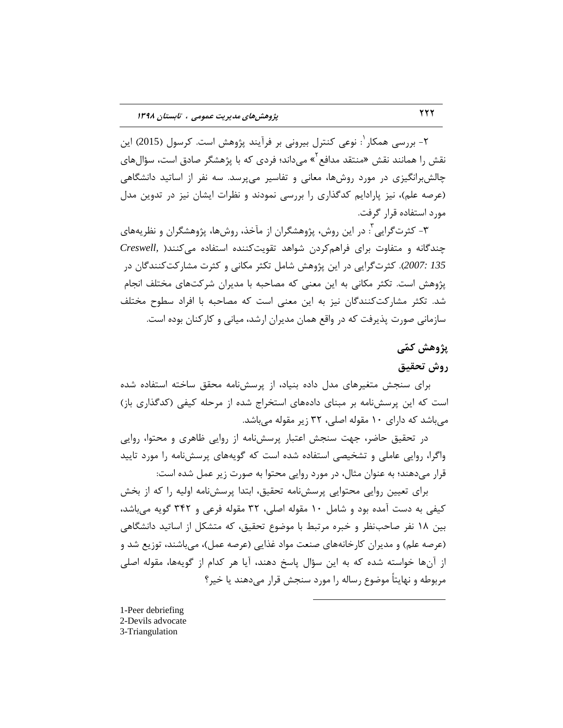۲- بررسی همکار[1]: نوعی کنترل بیرونی بر فرآیند پژوهش است. کرسول (2015) این نقش را همانند نقش «منتقد مدافع[2]» می‌داند؛ فردی که با پژوهشگر صادق است، سؤال‌های چالش‌برانگیزی در مورد روش‌ها، معانی و تفاسیر می‌پرسد. سه نفر از اساتید دانشگاهی (عرصه علم)، نیز پارادایم کدگذاری را بررسی نمودند و نظرات ایشان نیز در تدوین مدل مورد استفاده قرار گرفت.

۳- کثرت‌گرایی[3]: در این روش، پژوهشگران از مآخذ، روش‌ها، پژوهشگران و نظریه‌های چندگانه و متفاوت برای فراهم‌کردن شواهد تقویت‌کننده استفاده می‌کنند( *Creswell, 2007: 135*). کثرت‌گرایی در این پژوهش شامل تکثر مکانی و کثرت مشارکت‌کنندگان در پژوهش است. تکثر مکانی به این معنی که مصاحبه با مدیران شرکت‌های مختلف انجام شد. تکثر مشارکت‌کنندگان نیز به این معنی است که مصاحبه با افراد سطوح مختلف سازمانی صورت پذیرفت که در واقع همان مدیران ارشد، میانی و کارکنان بوده است.

## پژوهش کمّی

### روش تحقیق

برای سنجش متغیرهای مدل داده بنیاد، از پرسش‌نامه محقق ساخته استفاده شده است که این پرسش‌نامه بر مبنای داده‌های استخراج شده از مرحله کیفی (کدگذاری باز) می‌باشد که دارای ۱۰ مقوله اصلی، ۳۲ زیر مقوله می‌باشد.

در تحقیق حاضر، جهت سنجش اعتبار پرسش‌نامه از روایی ظاهری و محتوا، روایی واگرا، روایی عاملی و تشخیصی استفاده شده است که گویه‌های پرسش‌نامه را مورد تایید قرار می‌دهند؛ به عنوان مثال، در مورد روایی محتوا به صورت زیر عمل شده است:

برای تعیین روایی محتوایی پرسش‌نامه تحقیق، ابتدا پرسش‌نامه اولیه را که از بخش کیفی به دست آمده بود و شامل ۱۰ مقوله اصلی، ۳۲ مقوله فرعی و ۳۴۲ گویه می‌باشد، بین ۱۸ نفر صاحب‌نظر و خبره مرتبط با موضوع تحقیق، که متشکل از اساتید دانشگاهی (عرصه علم) و مدیران کارخانه‌های صنعت مواد غذایی (عرصه عمل)، می‌باشند، توزیع شد و از آن‌ها خواسته شده که به این سؤال پاسخ دهند، آیا هر کدام از گویه‌ها، مقوله اصلی مربوطه و نهایتاً موضوع رساله را مورد سنجش قرار می‌دهند یا خیر؟

---

1-Peer debriefing
2-Devils advocate
3-Triangulation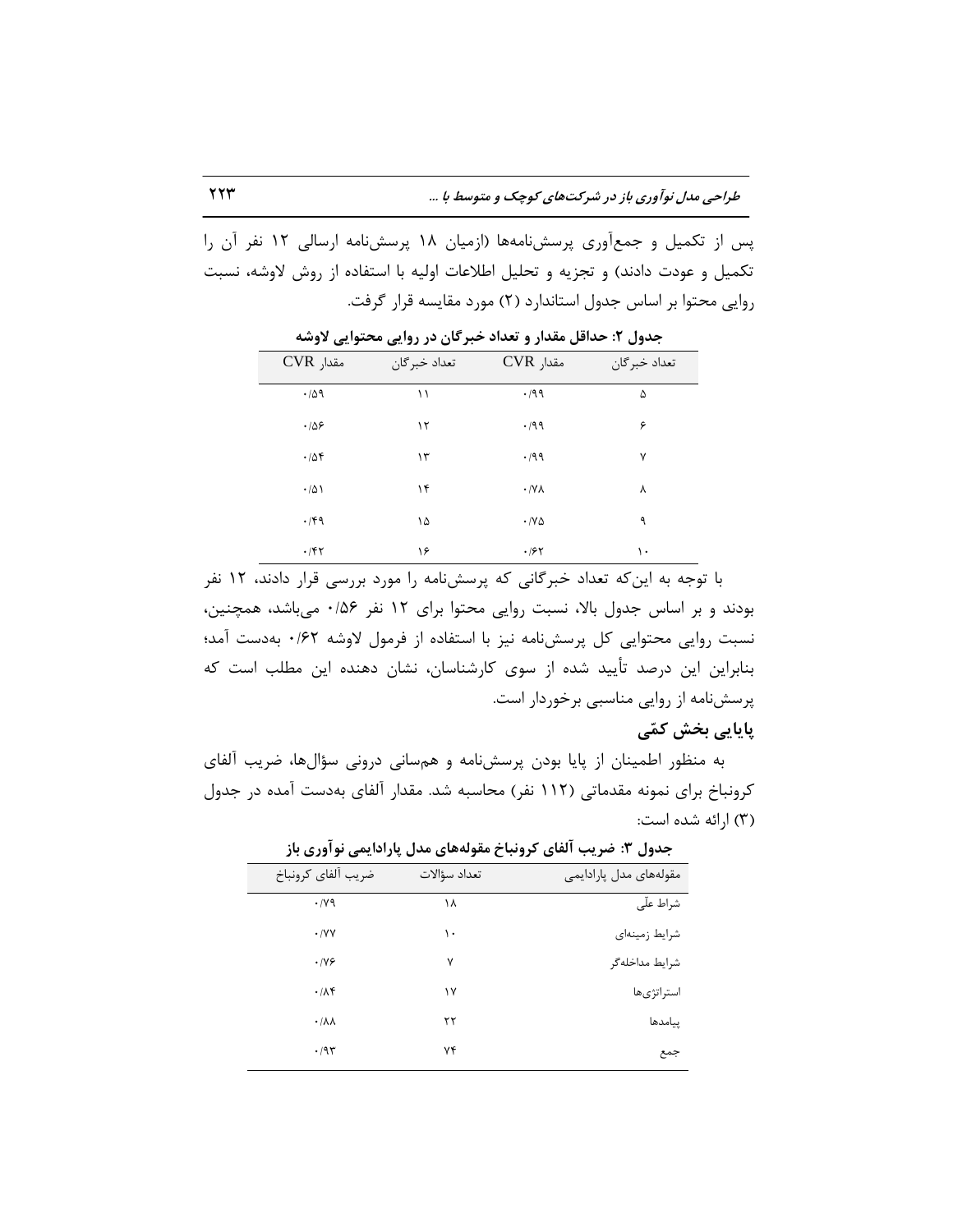پس از تکمیل و جمع‌آوری پرسش‌نامه‌ها (ازمیان ۱۸ پرسش‌نامه ارسالی ۱۲ نفر آن را تکمیل و عودت دادند) و تجزیه و تحلیل اطلاعات اولیه با استفاده از روش لاوشه، نسبت روایی محتوا بر اساس جدول استاندارد (۲) مورد مقایسه قرار گرفت.

**جدول ۲: حداقل مقدار و تعداد خبرگان در روایی محتوایی لاوشه**

| تعداد خبرگان | مقدار CVR | تعداد خبرگان | مقدار CVR |
|---|---|---|---|
| ۵ | ۰/۹۹ | ۱۱ | ۰/۵۹ |
| ۶ | ۰/۹۹ | ۱۲ | ۰/۵۶ |
| ۷ | ۰/۹۹ | ۱۳ | ۰/۵۴ |
| ۸ | ۰/۷۸ | ۱۴ | ۰/۵۱ |
| ۹ | ۰/۷۵ | ۱۵ | ۰/۴۹ |
| ۱۰ | ۰/۶۲ | ۱۶ | ۰/۴۲ |

با توجه به این‌که تعداد خبرگانی که پرسش‌نامه را مورد بررسی قرار دادند، ۱۲ نفر بودند و بر اساس جدول بالا، نسبت روایی محتوا برای ۱۲ نفر ۰/۵۶ می‌باشد، همچنین، نسبت روایی محتوایی کل پرسش‌نامه نیز با استفاده از فرمول لاوشه ۰/۶۲ به‌دست آمد؛ بنابراین این درصد تأیید شده از سوی کارشناسان، نشان دهنده این مطلب است که پرسش‌نامه از روایی مناسبی برخوردار است.

## پایایی بخش کمّی

به منظور اطمینان از پایا بودن پرسش‌نامه و هم‌سانی درونی سؤال‌ها، ضریب آلفای کرونباخ برای نمونه مقدماتی (۱۱۲ نفر) محاسبه شد. مقدار آلفای به‌دست آمده در جدول (۳) ارائه شده است:

**جدول ۳: ضریب آلفای کرونباخ مقوله‌های مدل پارادایمی نوآوری باز**

| مقوله‌های مدل پارادایمی | تعداد سؤالات | ضریب آلفای کرونباخ |
|---|---|---|
| شرایط علّی | ۱۸ | ۰/۷۹ |
| شرایط زمینه‌ای | ۱۰ | ۰/۷۷ |
| شرایط مداخله‌گر | ۷ | ۰/۷۶ |
| استراتژی‌ها | ۱۷ | ۰/۸۴ |
| پیامدها | ۲۲ | ۰/۸۸ |
| جمع | ۷۴ | ۰/۹۳ |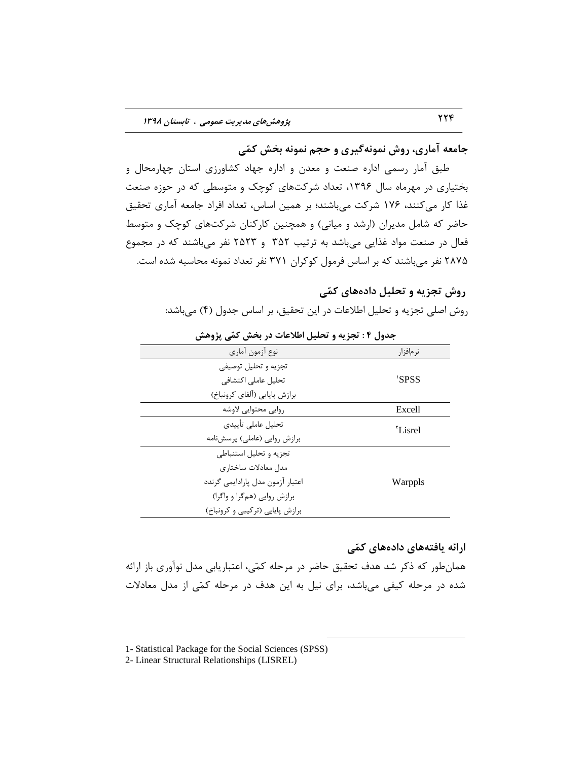## جامعه آماری، روش نمونه‌گیری و حجم نمونه بخش کمّی

طبق آمار رسمی اداره صنعت و معدن و اداره جهاد کشاورزی استان چهارمحال و بختیاری در مهرماه سال ۱۳۹۶، تعداد شرکت‌های کوچک و متوسطی که در حوزه صنعت غذا کار می‌کنند، ۱۷۶ شرکت می‌باشند؛ بر همین اساس، تعداد افراد جامعه آماری تحقیق حاضر که شامل مدیران (ارشد و میانی) و همچنین کارکنان شرکت‌های کوچک و متوسط فعال در صنعت مواد غذایی می‌باشد به ترتیب ۳۵۲ و ۲۵۲۳ نفر می‌باشند که در مجموع ۲۸۷۵ نفر می‌باشند که بر اساس فرمول کوکران ۳۷۱ نفر تعداد نمونه محاسبه شده است.

## روش تجزیه و تحلیل داده‌های کمّی

روش اصلی تجزیه و تحلیل اطلاعات در این تحقیق، بر اساس جدول (۴) می‌باشد:

**جدول ۴ : تجزیه و تحلیل اطلاعات در بخش کمّی پژوهش**

| نرم‌افزار | نوع آزمون آماری |
| --- | --- |
| SPSS[1] | تجزیه و تحلیل توصیفی<br>تحلیل عاملی اکتشافی<br>برازش پایایی (آلفای کرونباخ) |
| Excell | روایی محتوایی لاوشه |
| Lisrel[2] | تحلیل عاملی تأییدی<br>برازش روایی (عاملی) پرسش‌نامه |
| Warppls | تجزیه و تحلیل استنباطی<br>مدل معادلات ساختاری<br>اعتبار آزمون مدل پارادایمی گرندد<br>برازش روایی (هم‌گرا و واگرا)<br>برازش پایایی (ترکیبی و کرونباخ) |

## ارائه یافته‌های داده‌های کمّی

همان‌طور که ذکر شد هدف تحقیق حاضر در مرحله کمّی، اعتباریابی مدل نوآوری باز ارائه شده در مرحله کیفی می‌باشد، برای نیل به این هدف در مرحله کمّی از مدل معادلات

---

1- Statistical Package for the Social Sciences (SPSS)

2- Linear Structural Relationships (LISREL)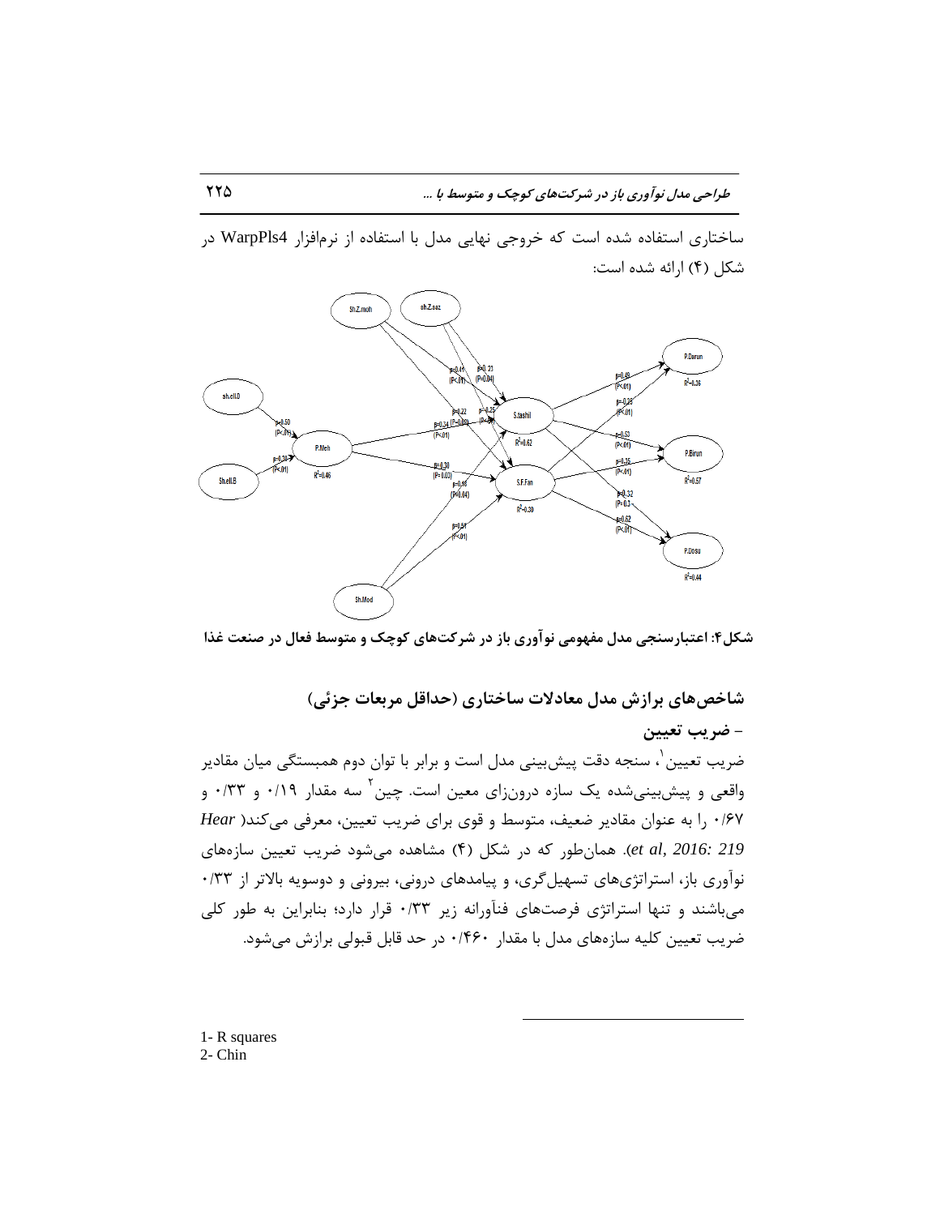ساختاری استفاده شده است که خروجی نهایی مدل با استفاده از نرم‌افزار WarpPls4 در شکل (۴) ارائه شده است:

**شکل۴: اعتبارسنجی مدل مفهومی نوآوری باز در شرکت‌های کوچک و متوسط فعال در صنعت غذا**

## شاخص‌های برازش مدل معادلات ساختاری (حداقل مربعات جزئی)

### - ضریب تعیین

ضریب تعیین[1]، سنجه دقت پیش‌بینی مدل است و برابر با توان دوم همبستگی میان مقادیر واقعی و پیش‌بینی‌شده یک سازه درون‌زای معین است. چین[2] سه مقدار ۰/۱۹ و ۰/۳۳ و ۰/۶۷ را به عنوان مقادیر ضعیف، متوسط و قوی برای ضریب تعیین، معرفی می‌کند( *Hear et al, 2016: 219*). همان‌طور که در شکل (۴) مشاهده می‌شود ضریب تعیین سازه‌های نوآوری باز، استراتژی‌های تسهیل‌گری، و پیامدهای درونی، بیرونی و دوسویه بالاتر از ۰/۳۳ می‌باشند و تنها استراتژی فرصت‌های فنآورانه زیر ۰/۳۳ قرار دارد؛ بنابراین به طور کلی ضریب تعیین کلیه سازه‌های مدل با مقدار ۰/۴۶۰ در حد قابل قبولی برازش می‌شود.

---

1- R squares
2- Chin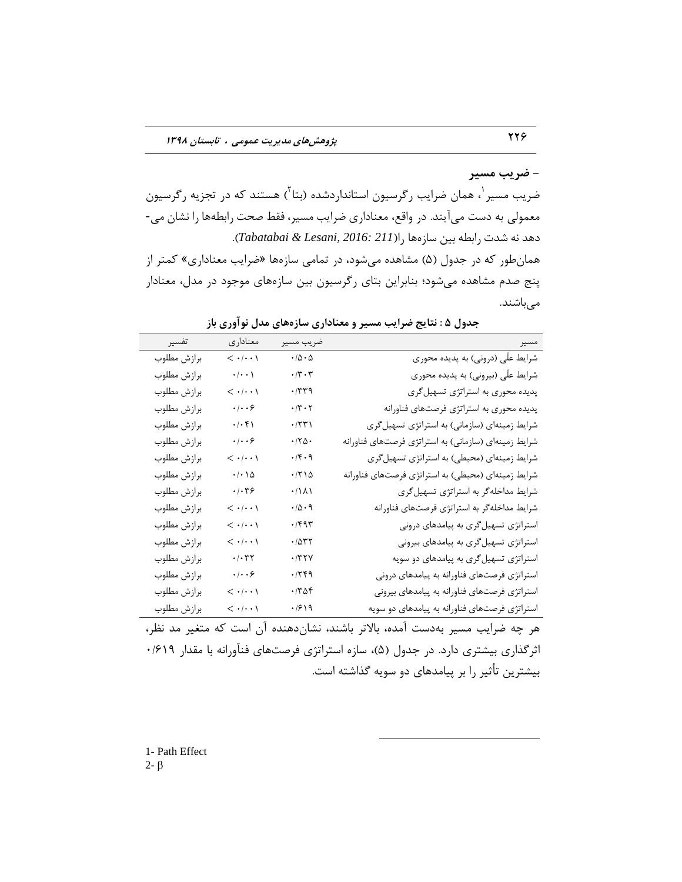- **ضریب مسیر**

ضریب مسیر[1]، همان ضرایب رگرسیون استانداردشده (بتا[2]) هستند که در تجزیه رگرسیون معمولی به دست می‌آیند. در واقع، معناداری ضرایب مسیر، فقط صحت رابطه‌ها را نشان می‌دهد نه شدت رابطه بین سازه‌ها را(*Tabatabai & Lesani, 2016: 211*).

همان‌طور که در جدول (۵) مشاهده می‌شود، در تمامی سازه‌ها «ضرایب معناداری» کمتر از پنج صدم مشاهده می‌شود؛ بنابراین بتای رگرسیون بین سازه‌های موجود در مدل، معنادار می‌باشند.

**جدول ۵ : نتایج ضرایب مسیر و معناداری سازه‌های مدل نوآوری باز**

| مسیر | ضریب مسیر | معناداری | تفسیر |
|---|---|---|---|
| شرایط علّی (درونی) به پدیده محوری | ۰/۵۰۵ | < ۰/۰۰۱ | برازش مطلوب |
| شرایط علّی (بیرونی) به پدیده محوری | ۰/۳۰۳ | ۰/۰۰۱ | برازش مطلوب |
| پدیده محوری به استراتژی تسهیل‌گری | ۰/۳۳۹ | < ۰/۰۰۱ | برازش مطلوب |
| پدیده محوری به استراتژی فرصت‌های فناورانه | ۰/۳۰۲ | ۰/۰۰۶ | برازش مطلوب |
| شرایط زمینه‌ای (سازمانی) به استراتژی تسهیل‌گری | ۰/۲۳۱ | ۰/۰۴۱ | برازش مطلوب |
| شرایط زمینه‌ای (سازمانی) به استراتژی فرصت‌های فناورانه | ۰/۲۵۰ | ۰/۰۰۶ | برازش مطلوب |
| شرایط زمینه‌ای (محیطی) به استراتژی تسهیل‌گری | ۰/۴۰۹ | < ۰/۰۰۱ | برازش مطلوب |
| شرایط زمینه‌ای (محیطی) به استراتژی فرصت‌های فناورانه | ۰/۲۱۵ | ۰/۰۱۵ | برازش مطلوب |
| شرایط مداخله‌گر به استراتژی تسهیل‌گری | ۰/۱۸۱ | ۰/۰۳۶ | برازش مطلوب |
| شرایط مداخله‌گر به استراتژی فرصت‌های فناورانه | ۰/۵۰۹ | < ۰/۰۰۱ | برازش مطلوب |
| استراتژی تسهیل‌گری به پیامدهای درونی | ۰/۴۹۳ | < ۰/۰۰۱ | برازش مطلوب |
| استراتژی تسهیل‌گری به پیامدهای بیرونی | ۰/۵۳۲ | < ۰/۰۰۱ | برازش مطلوب |
| استراتژی تسهیل‌گری به پیامدهای دو سویه | ۰/۳۲۷ | ۰/۰۳۲ | برازش مطلوب |
| استراتژی فرصت‌های فناورانه به پیامدهای درونی | ۰/۲۴۹ | ۰/۰۰۶ | برازش مطلوب |
| استراتژی فرصت‌های فناورانه به پیامدهای بیرونی | ۰/۳۵۴ | < ۰/۰۰۱ | برازش مطلوب |
| استراتژی فرصت‌های فناورانه به پیامدهای دو سویه | ۰/۶۱۹ | < ۰/۰۰۱ | برازش مطلوب |

هر چه ضرایب مسیر به‌دست آمده، بالاتر باشند، نشان‌دهنده آن است که متغیر مد نظر، اثرگذاری بیشتری دارد. در جدول (۵)، سازه استراتژی فرصت‌های فنآورانه با مقدار ۰/۶۱۹ بیشترین تأثیر را بر پیامدهای دو سویه گذاشته است.

1- Path Effect
2- β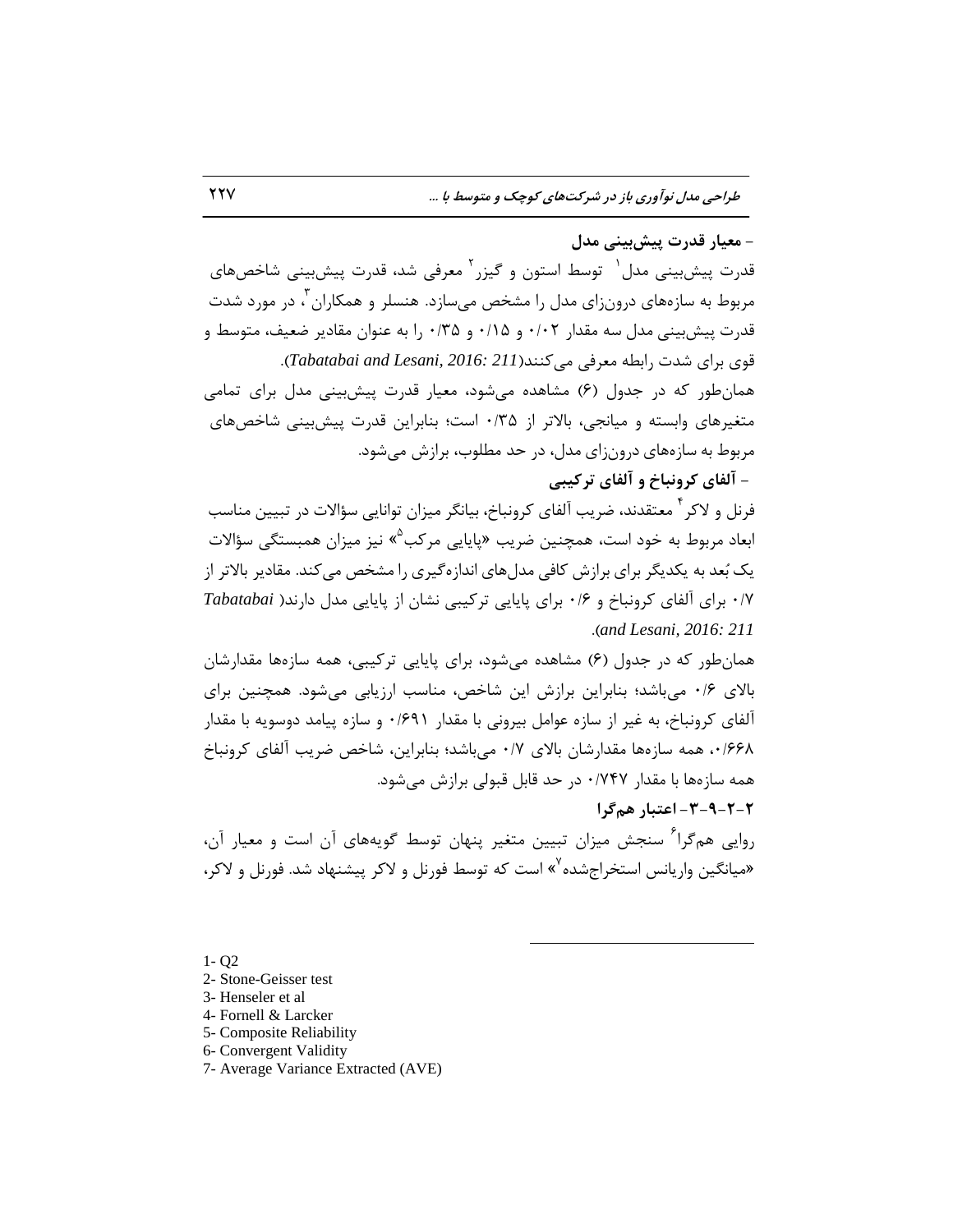- **معیار قدرت پیش‌بینی مدل**

قدرت پیش‌بینی مدل[1] توسط استون و گیزر[2] معرفی شد، قدرت پیش‌بینی شاخص‌های مربوط به سازه‌های درون‌زای مدل را مشخص می‌سازد. هنسلر و همکاران[3]، در مورد شدت قدرت پیش‌بینی مدل سه مقدار ۰/۰۲ و ۰/۱۵ و ۰/۳۵ را به عنوان مقادیر ضعیف، متوسط و قوی برای شدت رابطه معرفی می‌کنند(*Tabatabai and Lesani, 2016: 211*).

همان‌طور که در جدول (۶) مشاهده می‌شود، معیار قدرت پیش‌بینی مدل برای تمامی متغیرهای وابسته و میانجی، بالاتر از ۰/۳۵ است؛ بنابراین قدرت پیش‌بینی شاخص‌های مربوط به سازه‌های درون‌زای مدل، در حد مطلوب، برازش می‌شود.

- **آلفای کرونباخ و آلفای ترکیبی**

فرنل و لاکر[4] معتقدند، ضریب آلفای کرونباخ، بیانگر میزان توانایی سؤالات در تبیین مناسب ابعاد مربوط به خود است، همچنین ضریب «پایایی مرکب[5]» نیز میزان همبستگی سؤالات یک بُعد به یکدیگر برای برازش کافی مدل‌های اندازه‌گیری را مشخص می‌کند. مقادیر بالاتر از ۰/۷ برای آلفای کرونباخ و ۰/۶ برای پایایی ترکیبی نشان از پایایی مدل دارند(*Tabatabai and Lesani, 2016: 211*).

همان‌طور که در جدول (۶) مشاهده می‌شود، برای پایایی ترکیبی، همه سازه‌ها مقدارشان بالای ۰/۶ می‌باشد؛ بنابراین برازش این شاخص، مناسب ارزیابی می‌شود. همچنین برای آلفای کرونباخ، به غیر از سازه عوامل بیرونی با مقدار ۰/۶۹۱ و سازه پیامد دوسویه با مقدار ۰/۶۶۸، همه سازه‌ها مقدارشان بالای ۰/۷ می‌باشد؛ بنابراین، شاخص ضریب آلفای کرونباخ همه سازه‌ها با مقدار ۰/۷۴۷ در حد قابل قبولی برازش می‌شود.

**۲-۲-۹-۳- اعتبار هم‌گرا**

روایی هم‌گرا[6] سنجش میزان تبیین متغیر پنهان توسط گویه‌های آن است و معیار آن، «میانگین واریانس استخراج‌شده[7]» است که توسط فورنل و لاکر پیشنهاد شد. فورنل و لاکر،

---

1- Q2
2- Stone-Geisser test
3- Henseler et al
4- Fornell & Larcker
5- Composite Reliability
6- Convergent Validity
7- Average Variance Extracted (AVE)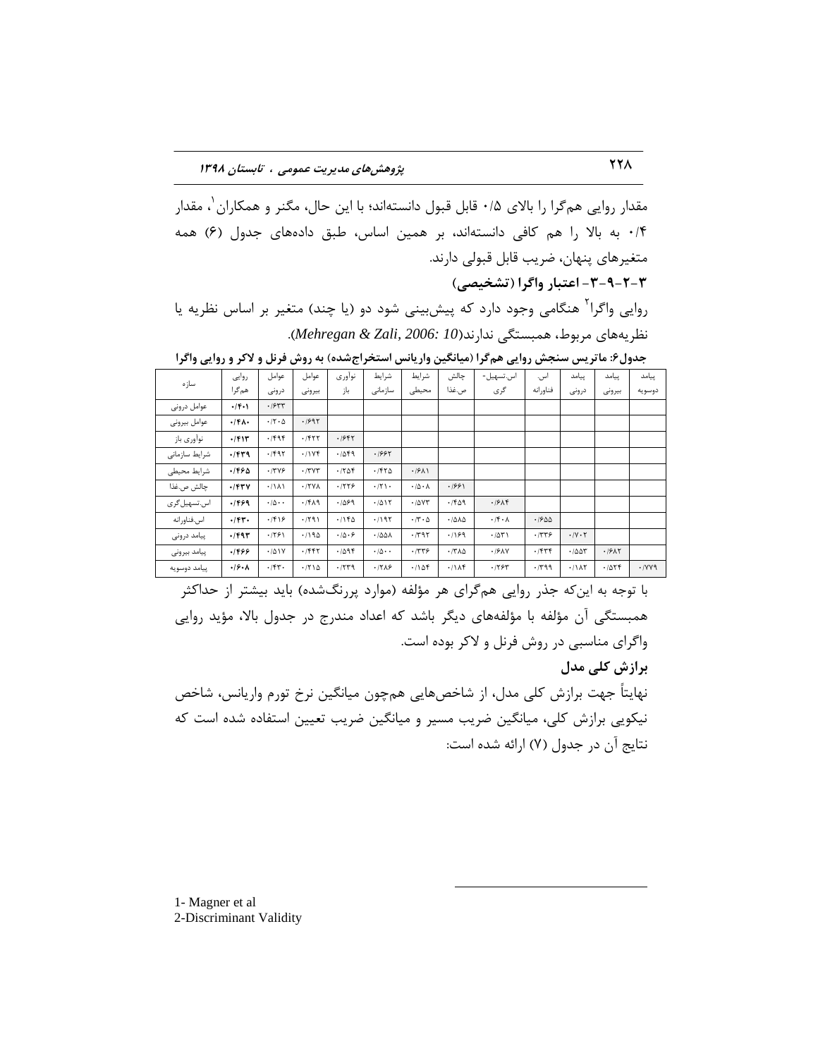مقدار روایی هم‌گرا را بالای ۰/۵ قابل قبول دانسته‌اند؛ با این حال، مگنر و همکاران[1]، مقدار ۰/۴ به بالا را هم کافی دانسته‌اند، بر همین اساس، طبق داده‌های جدول (۶) همه متغیرهای پنهان، ضریب قابل قبولی دارند.

### ۳-۲-۹-۳- اعتبار واگرا (تشخیصی)

روایی واگرا[2] هنگامی وجود دارد که پیش‌بینی شود دو (یا چند) متغیر بر اساس نظریه یا نظریه‌های مربوط، همبستگی ندارند(*Mehregan & Zali, 2006: 10*).

**جدول۶: ماتریس سنجش روایی هم‌گرا (میانگین واریانس استخراج‌شده) به روش فرنل و لاکر و روایی واگرا**

| سازه | روایی هم‌گرا | عوامل درونی | عوامل بیرونی | نوآوری باز | شرایط سازمانی | شرایط محیطی | چالش ص.غذا | اس.تسهیل‌گری | اس. فناورانه | پیامد درونی | پیامد بیرونی | پیامد دوسویه |
|---|---|---|---|---|---|---|---|---|---|---|---|---|
| عوامل درونی | **۰/۴۰۱** | ۰/۶۳۳ | | | | | | | | | | |
| عوامل بیرونی | **۰/۴۸۰** | ۰/۲۰۵ | ۰/۶۹۲ | | | | | | | | | |
| نوآوری باز | **۰/۴۱۳** | ۰/۴۹۴ | ۰/۴۲۲ | ۰/۶۴۲ | | | | | | | | |
| شرایط سازمانی | **۰/۴۳۹** | ۰/۴۹۲ | ۰/۱۷۴ | ۰/۵۴۹ | ۰/۶۶۲ | | | | | | | |
| شرایط محیطی | **۰/۴۶۵** | ۰/۳۷۶ | ۰/۳۷۳ | ۰/۲۵۴ | ۰/۴۲۵ | ۰/۶۸۱ | | | | | | |
| چالش ص.غذا | **۰/۴۳۷** | ۰/۱۸۱ | ۰/۲۷۸ | ۰/۲۲۶ | ۰/۲۱۰ | ۰/۵۰۸ | ۰/۶۶۱ | | | | | |
| اس.تسهیل‌گری | **۰/۴۶۹** | ۰/۵۰۰ | ۰/۴۸۹ | ۰/۵۶۹ | ۰/۵۱۲ | ۰/۵۷۳ | ۰/۴۵۹ | ۰/۶۸۴ | | | | |
| اس.فناورانه | **۰/۴۳۰** | ۰/۴۱۶ | ۰/۲۹۱ | ۰/۱۴۵ | ۰/۱۹۲ | ۰/۳۰۵ | ۰/۵۸۵ | ۰/۴۰۸ | ۰/۶۵۵ | | | |
| پیامد درونی | **۰/۴۹۳** | ۰/۲۶۱ | ۰/۱۹۵ | ۰/۵۰۶ | ۰/۵۵۸ | ۰/۳۹۲ | ۰/۱۶۹ | ۰/۵۳۱ | ۰/۳۳۶ | ۰/۷۰۲ | | |
| پیامد بیرونی | **۰/۴۶۶** | ۰/۵۱۷ | ۰/۴۴۲ | ۰/۵۹۴ | ۰/۵۰۰ | ۰/۳۳۶ | ۰/۳۸۵ | ۰/۶۸۷ | ۰/۴۳۴ | ۰/۵۵۳ | ۰/۶۸۲ | |
| پیامد دوسویه | **۰/۶۰۸** | ۰/۴۳۰ | ۰/۲۱۵ | ۰/۲۳۹ | ۰/۲۸۶ | ۰/۱۵۴ | ۰/۱۸۴ | ۰/۲۶۳ | ۰/۳۹۹ | ۰/۱۸۲ | ۰/۵۲۴ | ۰/۷۷۹ |

با توجه به این‌که جذر روایی هم‌گرای هر مؤلفه (موارد پررنگ‌شده) باید بیشتر از حداکثر همبستگی آن مؤلفه با مؤلفه‌های دیگر باشد که اعداد مندرج در جدول بالا، مؤید روایی واگرای مناسبی در روش فرنل و لاکر بوده است.

### برازش کلی مدل

نهایتاً جهت برازش کلی مدل، از شاخص‌هایی هم‌چون میانگین نرخ تورم واریانس، شاخص نیکویی برازش کلی، میانگین ضریب مسیر و میانگین ضریب تعیین استفاده شده است که نتایج آن در جدول (۷) ارائه شده است:

---

1- Magner et al
2-Discriminant Validity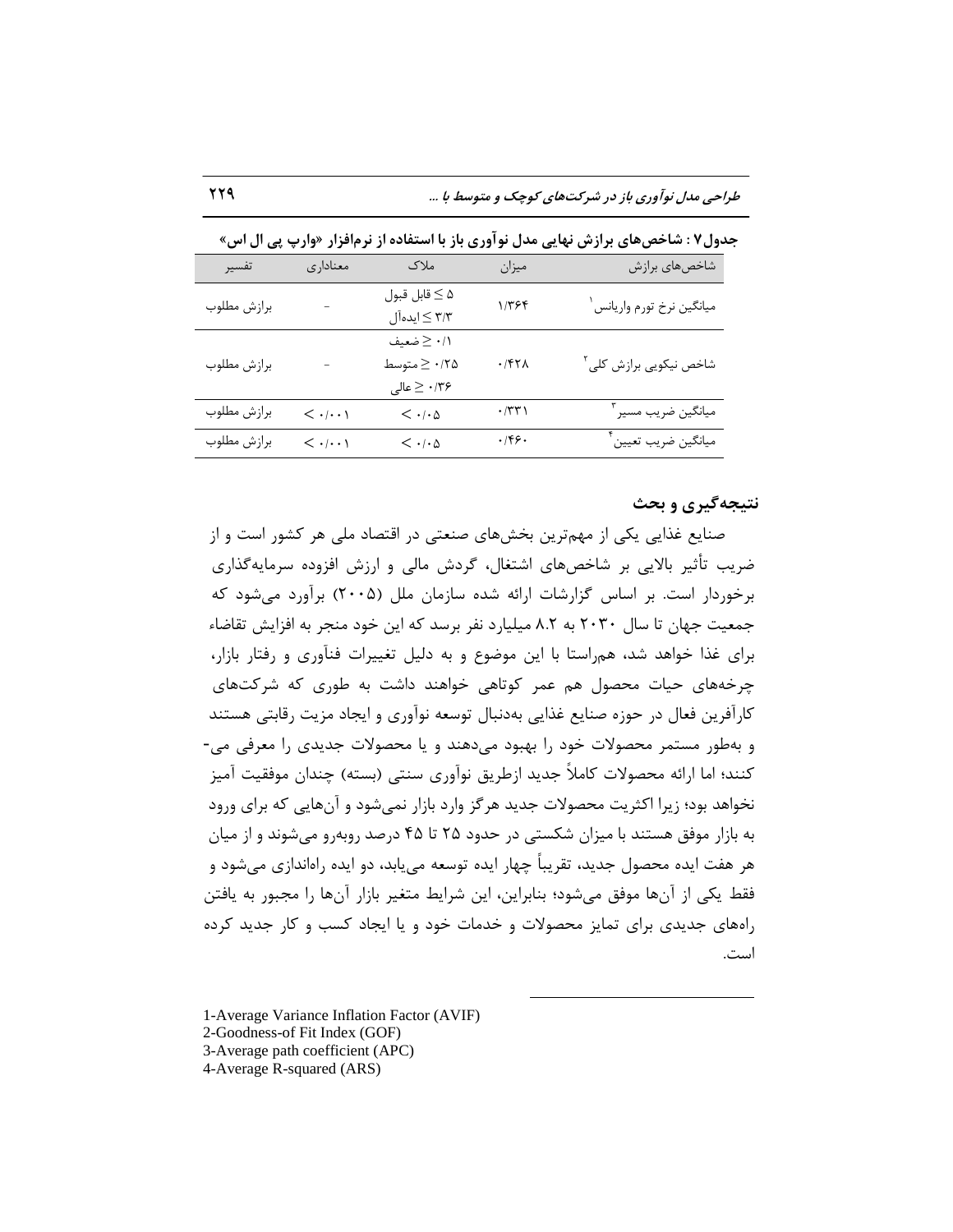**جدول۷ : شاخص‌های برازش نهایی مدل نوآوری باز با استفاده از نرم‌افزار «وارپ پی ال اس»**

| شاخص‌های برازش | میزان | ملاک | معناداری | تفسیر |
| --- | --- | --- | --- | --- |
| میانگین نرخ تورم واریانس[1] | ۱/۳۶۴ | ۵ ≥ قابل قبول<br>۳/۳ ≥ ایده‌آل | - | برازش مطلوب |
| شاخص نیکویی برازش کلی[2] | ۰/۴۲۸ | ۰/۱ ≤ ضعیف<br>۰/۲۵ ≤ متوسط<br>۰/۳۶ ≤ عالی | - | برازش مطلوب |
| میانگین ضریب مسیر[3] | ۰/۳۳۱ | < ۰/۰۵ | < ۰/۰۰۱ | برازش مطلوب |
| میانگین ضریب تعیین[4] | ۰/۴۶۰ | < ۰/۰۵ | < ۰/۰۰۱ | برازش مطلوب |

## نتیجه‌گیری و بحث

صنایع غذایی یکی از مهم‌ترین بخش‌های صنعتی در اقتصاد ملی هر کشور است و از ضریب تأثیر بالایی بر شاخص‌های اشتغال، گردش مالی و ارزش افزوده سرمایه‌گذاری برخوردار است. بر اساس گزارشات ارائه شده سازمان ملل (۲۰۰۵) برآورد می‌شود که جمعیت جهان تا سال ۲۰۳۰ به ۸.۲ میلیارد نفر برسد که این خود منجر به افزایش تقاضاء برای غذا خواهد شد، هم‌راستا با این موضوع و به دلیل تغییرات فناَوری و رفتار بازار، چرخه‌های حیات محصول هم عمر کوتاهی خواهند داشت به طوری که شرکت‌های کارآفرین فعال در حوزه صنایع غذایی به‌دنبال توسعه نوآوری و ایجاد مزیت رقابتی هستند و به‌طور مستمر محصولات خود را بهبود می‌دهند و یا محصولات جدیدی را معرفی می‌کنند؛ اما ارائه محصولات کاملاً جدید ازطریق نوآوری سنتی (بسته) چندان موفقیت آمیز نخواهد بود؛ زیرا اکثریت محصولات جدید هرگز وارد بازار نمی‌شود و آن‌هایی که برای ورود به بازار موفق هستند با میزان شکستی در حدود ۲۵ تا ۴۵ درصد روبه‌رو می‌شوند و از میان هر هفت ایده محصول جدید، تقریباً چهار ایده توسعه می‌یابد، دو ایده راه‌اندازی می‌شود و فقط یکی از آن‌ها موفق می‌شود؛ بنابراین، این شرایط متغیر بازار آن‌ها را مجبور به یافتن راه‌های جدیدی برای تمایز محصولات و خدمات خود و یا ایجاد کسب و کار جدید کرده است.

---

1-Average Variance Inflation Factor (AVIF)
2-Goodness-of Fit Index (GOF)
3-Average path coefficient (APC)
4-Average R-squared (ARS)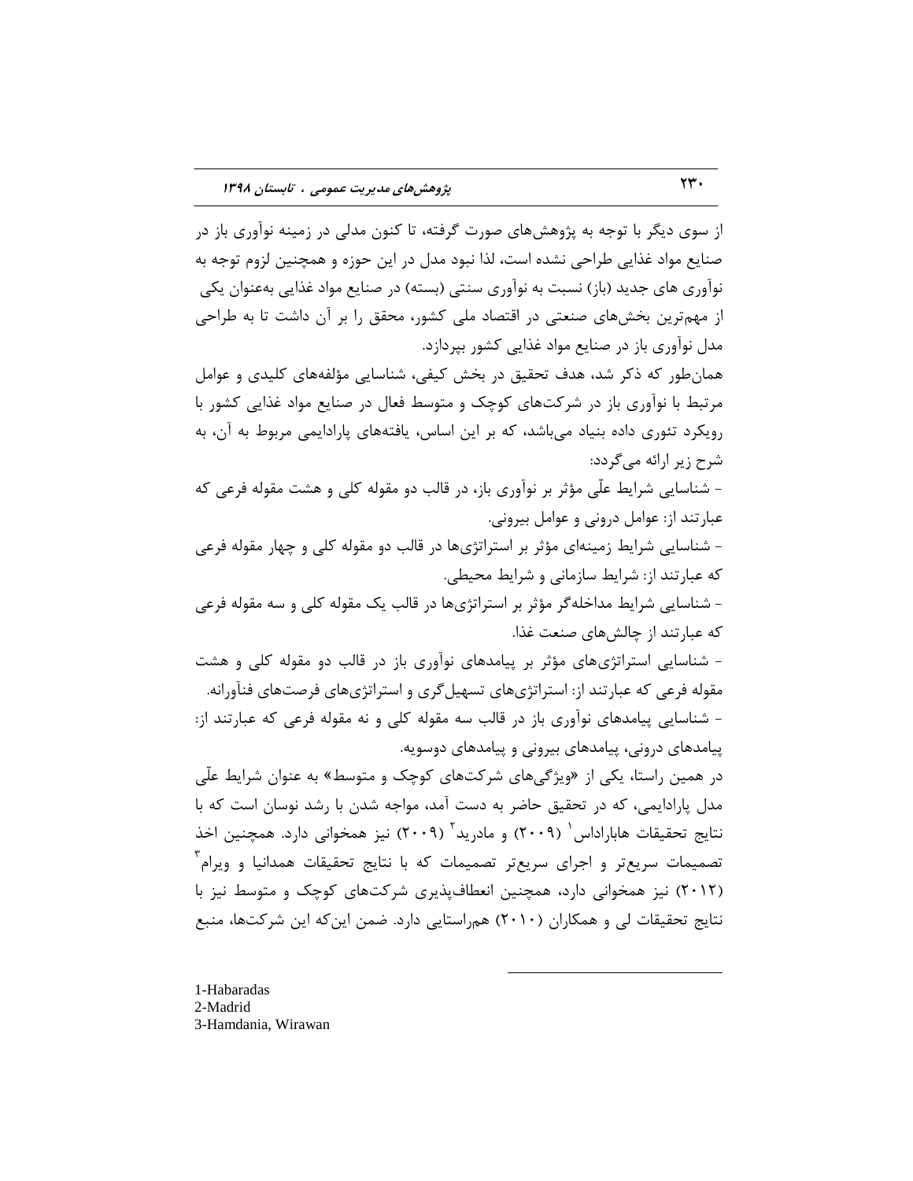از سوی دیگر با توجه به پژوهش‌های صورت گرفته، تا کنون مدلی در زمینه نوآوری باز در صنایع مواد غذایی طراحی نشده است، لذا نبود مدل در این حوزه و همچنین لزوم توجه به نوآوری های جدید (باز) نسبت به نوآوری سنتی (بسته) در صنایع مواد غذایی به‌عنوان یکی از مهم‌ترین بخش‌های صنعتی در اقتصاد ملی کشور، محقق را بر آن داشت تا به طراحی مدل نوآوری باز در صنایع مواد غذایی کشور بپردازد.

همان‌طور که ذکر شد، هدف تحقیق در بخش کیفی، شناسایی مؤلفه‌های کلیدی و عوامل مرتبط با نوآوری باز در شرکت‌های کوچک و متوسط فعال در صنایع مواد غذایی کشور با رویکرد تئوری داده بنیاد می‌باشد، که بر این اساس، یافته‌های پارادایمی مربوط به آن، به شرح زیر ارائه می‌گردد:

- شناسایی شرایط علّی مؤثر بر نوآوری باز، در قالب دو مقوله کلی و هشت مقوله فرعی که عبارتند از: عوامل درونی و عوامل بیرونی.

- شناسایی شرایط زمینه‌ای مؤثر بر استراتژی‌ها در قالب دو مقوله کلی و چهار مقوله فرعی که عبارتند از: شرایط سازمانی و شرایط محیطی.

- شناسایی شرایط مداخله‌گر مؤثر بر استراتژی‌ها در قالب یک مقوله کلی و سه مقوله فرعی که عبارتند از چالش‌های صنعت غذا.

- شناسایی استراتژی‌های مؤثر بر پیامدهای نوآوری باز در قالب دو مقوله کلی و هشت مقوله فرعی که عبارتند از: استراتژی‌های تسهیل‌گری و استراتژی‌های فرصت‌های فناورانه.

- شناسایی پیامدهای نوآوری باز در قالب سه مقوله کلی و نه مقوله فرعی که عبارتند از: پیامدهای درونی، پیامدهای بیرونی و پیامدهای دوسویه.

در همین راستا، یکی از «ویژگی‌های شرکت‌های کوچک و متوسط» به عنوان شرایط علّی مدل پارادایمی، که در تحقیق حاضر به دست آمد، مواجه شدن با رشد نوسان است که با نتایج تحقیقات هابارااداس[1] (۲۰۰۹) و مادرید[2] (۲۰۰۹) نیز همخوانی دارد. همچنین اخذ تصمیمات سریع‌تر و اجرای سریع‌تر تصمیمات که با نتایج تحقیقات همدانیا و ویرام[3] (۲۰۱۲) نیز همخوانی دارد، همچنین انعطاف‌پذیری شرکت‌های کوچک و متوسط نیز با نتایج تحقیقات لی و همکاران (۲۰۱۰) هم‌راستایی دارد. ضمن این‌که این شرکت‌ها، منبع

---

1-Habaradas
2-Madrid
3-Hamdania, Wirawan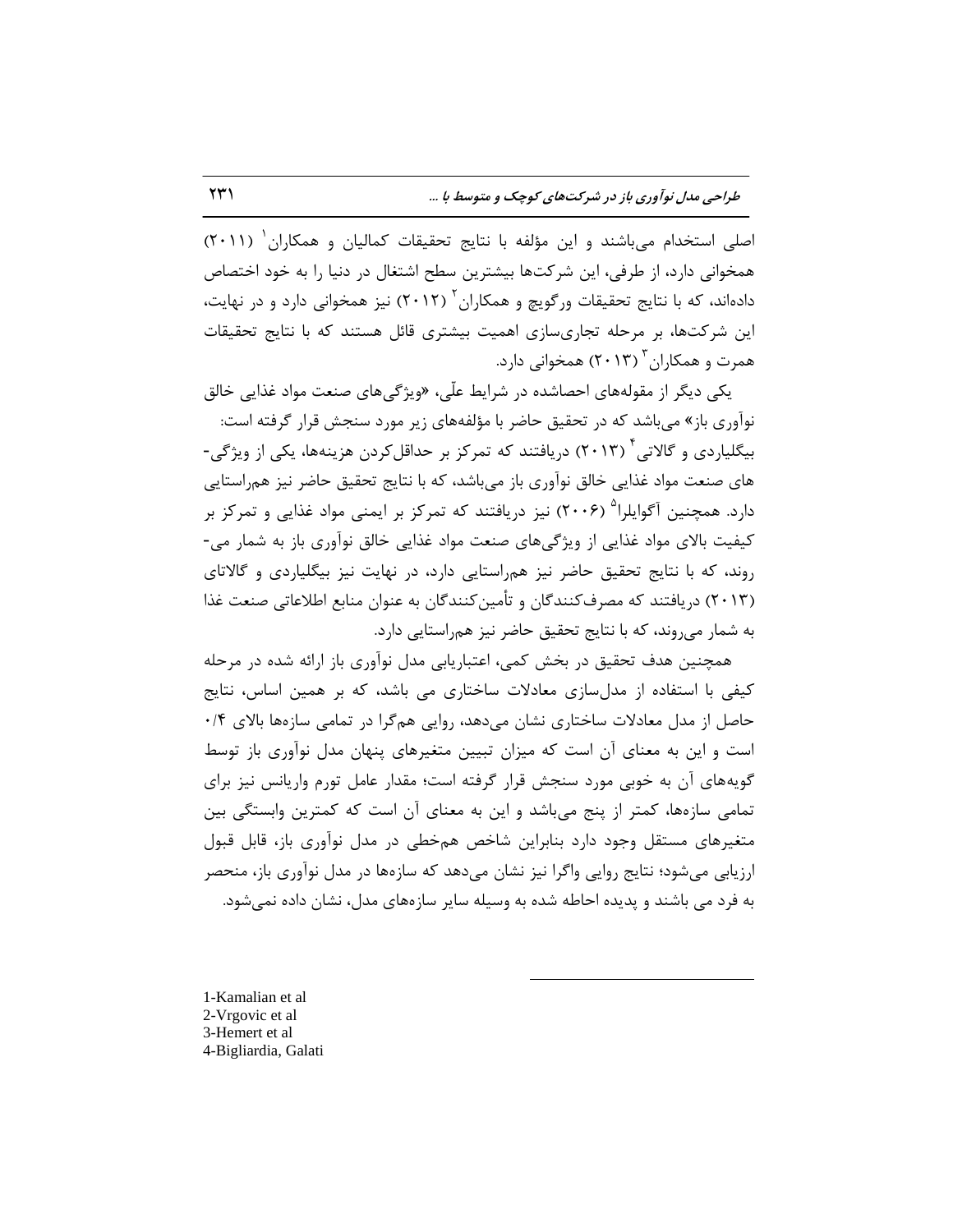اصلی استخدام می‌باشند و این مؤلفه با نتایج تحقیقات کمالیان و همکاران[1] (۲۰۱۱) همخوانی دارد، از طرفی، این شرکت‌ها بیشترین سطح اشتغال در دنیا را به خود اختصاص داده‌اند، که با نتایج تحقیقات ورگویچ و همکاران[2] (۲۰۱۲) نیز همخوانی دارد و در نهایت، این شرکت‌ها، بر مرحله تجاری‌سازی اهمیت بیشتری قائل هستند که با نتایج تحقیقات همرت و همکاران[3] (۲۰۱۳) همخوانی دارد.

یکی دیگر از مقوله‌های احصاشده در شرایط علّی، «ویژگی‌های صنعت مواد غذایی خالق نوآوری باز» می‌باشد که در تحقیق حاضر با مؤلفه‌های زیر مورد سنجش قرار گرفته است: بیگلیاردی و گالاتی[4] (۲۰۱۳) دریافتند که تمرکز بر حداقل‌کردن هزینه‌ها، یکی از ویژگی-های صنعت مواد غذایی خالق نوآوری باز می‌باشد، که با نتایج تحقیق حاضر نیز هم‌راستایی دارد. همچنین آگوایلرا[5] (۲۰۰۶) نیز دریافتند که تمرکز بر ایمنی مواد غذایی و تمرکز بر کیفیت بالای مواد غذایی از ویژگی‌های صنعت مواد غذایی خالق نوآوری باز به شمار می-روند، که با نتایج تحقیق حاضر نیز هم‌راستایی دارد، در نهایت نیز بیگلیاردی و گالاتای (۲۰۱۳) دریافتند که مصرف‌کنندگان و تأمین‌کنندگان به عنوان منابع اطلاعاتی صنعت غذا به شمار می‌روند، که با نتایج تحقیق حاضر نیز هم‌راستایی دارد.

همچنین هدف تحقیق در بخش کمی، اعتباریابی مدل نوآوری باز ارائه شده در مرحله کیفی با استفاده از مدل‌سازی معادلات ساختاری می باشد، که بر همین اساس، نتایج حاصل از مدل معادلات ساختاری نشان می‌دهد، روایی هم‌گرا در تمامی سازه‌ها بالای ۰/۴ است و این به معنای آن است که میزان تبیین متغیرهای پنهان مدل نوآوری باز توسط گویه‌های آن به خوبی مورد سنجش قرار گرفته است؛ مقدار عامل تورم واریانس نیز برای تمامی سازه‌ها، کمتر از پنج می‌باشد و این به معنای آن است که کمترین وابستگی بین متغیرهای مستقل وجود دارد بنابراین شاخص هم‌خطی در مدل نوآوری باز، قابل قبول ارزیابی می‌شود؛ نتایج روایی واگرا نیز نشان می‌دهد که سازه‌ها در مدل نوآوری باز، منحصر به فرد می باشند و پدیده احاطه شده به وسیله سایر سازه‌های مدل، نشان داده نمی‌شود.

---

1-Kamalian et al
2-Vrgovic et al
3-Hemert et al
4-Bigliardia, Galati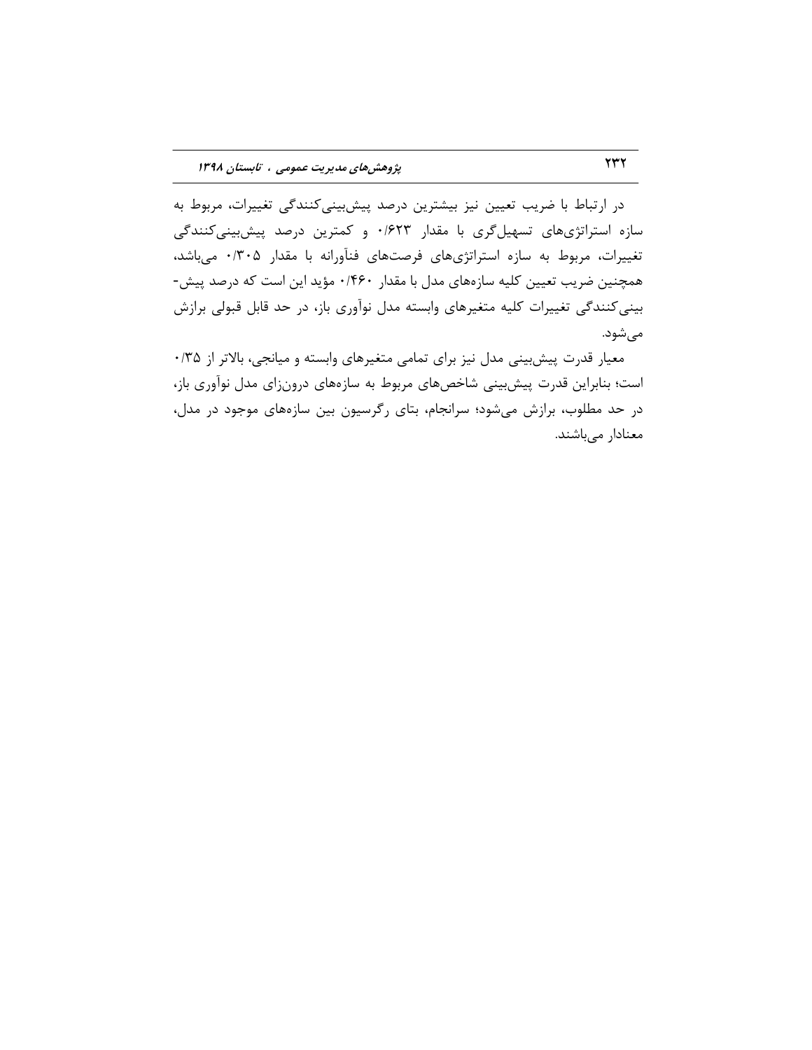در ارتباط با ضریب تعیین نیز بیشترین درصد پیش‌بینی‌کنندگی تغییرات، مربوط به سازه استراتژی‌های تسهیل‌گری با مقدار ۰/۶۲۳ و کمترین درصد پیش‌بینی‌کنندگی تغییرات، مربوط به سازه استراتژی‌های فرصت‌های فنآورانه با مقدار ۰/۳۰۵ می‌باشد، همچنین ضریب تعیین کلیه سازه‌های مدل با مقدار ۰/۴۶۰ مؤید این است که درصد پیش-بینی‌کنندگی تغییرات کلیه متغیرهای وابسته مدل نوآوری باز، در حد قابل قبولی برازش می‌شود.

معیار قدرت پیش‌بینی مدل نیز برای تمامی متغیرهای وابسته و میانجی، بالاتر از ۰/۳۵ است؛ بنابراین قدرت پیش‌بینی شاخص‌های مربوط به سازه‌های درون‌زای مدل نوآوری باز، در حد مطلوب، برازش می‌شود؛ سرانجام، بتای رگرسیون بین سازه‌های موجود در مدل، معنادار می‌باشند.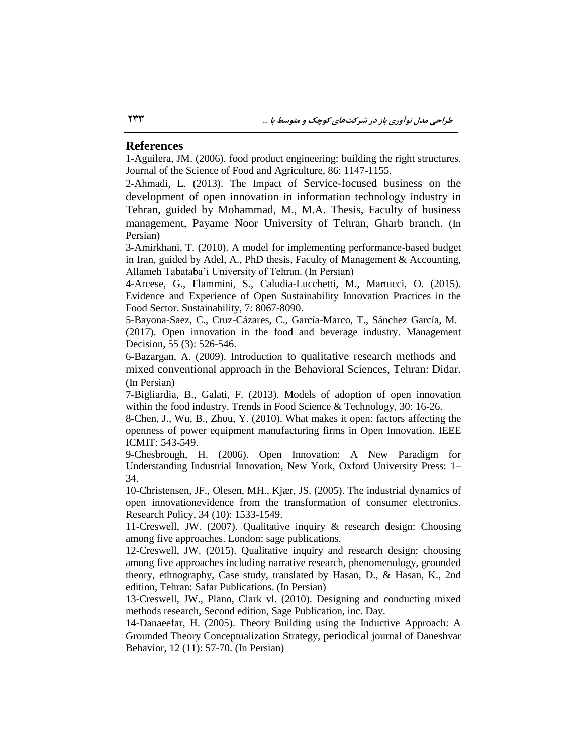## References

1-Aguilera, JM. (2006). food product engineering: building the right structures. Journal of the Science of Food and Agriculture, 86: 1147-1155.

2-Ahmadi, L. (2013). The Impact of Service-focused business on the development of open innovation in information technology industry in Tehran, guided by Mohammad, M., M.A. Thesis, Faculty of business management, Payame Noor University of Tehran, Gharb branch. (In Persian)

3-Amirkhani, T. (2010). A model for implementing performance-based budget in Iran, guided by Adel, A., PhD thesis, Faculty of Management & Accounting, Allameh Tabataba'i University of Tehran. (In Persian)

4-Arcese, G., Flammini, S., Caludia-Lucchetti, M., Martucci, O. (2015). Evidence and Experience of Open Sustainability Innovation Practices in the Food Sector. Sustainability, 7: 8067-8090.

5-Bayona-Saez, C., Cruz-Cázares, C., García-Marco, T., Sánchez García, M. (2017). Open innovation in the food and beverage industry. Management Decision, 55 (3): 526-546.

6-Bazargan, A. (2009). Introduction to qualitative research methods and mixed conventional approach in the Behavioral Sciences, Tehran: Didar. (In Persian)

7-Bigliardia, B., Galati, F. (2013). Models of adoption of open innovation within the food industry. Trends in Food Science & Technology, 30: 16-26.

8-Chen, J., Wu, B., Zhou, Y. (2010). What makes it open: factors affecting the openness of power equipment manufacturing firms in Open Innovation. IEEE ICMIT: 543-549.

9-Chesbrough, H. (2006). Open Innovation: A New Paradigm for Understanding Industrial Innovation, New York, Oxford University Press: 1–34.

10-Christensen, JF., Olesen, MH., Kjær, JS. (2005). The industrial dynamics of open innovationevidence from the transformation of consumer electronics. Research Policy, 34 (10): 1533-1549.

11-Creswell, JW. (2007). Qualitative inquiry & research design: Choosing among five approaches. London: sage publications.

12-Creswell, JW. (2015). Qualitative inquiry and research design: choosing among five approaches including narrative research, phenomenology, grounded theory, ethnography, Case study, translated by Hasan, D., & Hasan, K., 2nd edition, Tehran: Safar Publications. (In Persian)

13-Creswell, JW., Plano, Clark vl. (2010). Designing and conducting mixed methods research, Second edition, Sage Publication, inc. Day.

14-Danaeefar, H. (2005). Theory Building using the Inductive Approach: A Grounded Theory Conceptualization Strategy, periodical journal of Daneshvar Behavior, 12 (11): 57-70. (In Persian)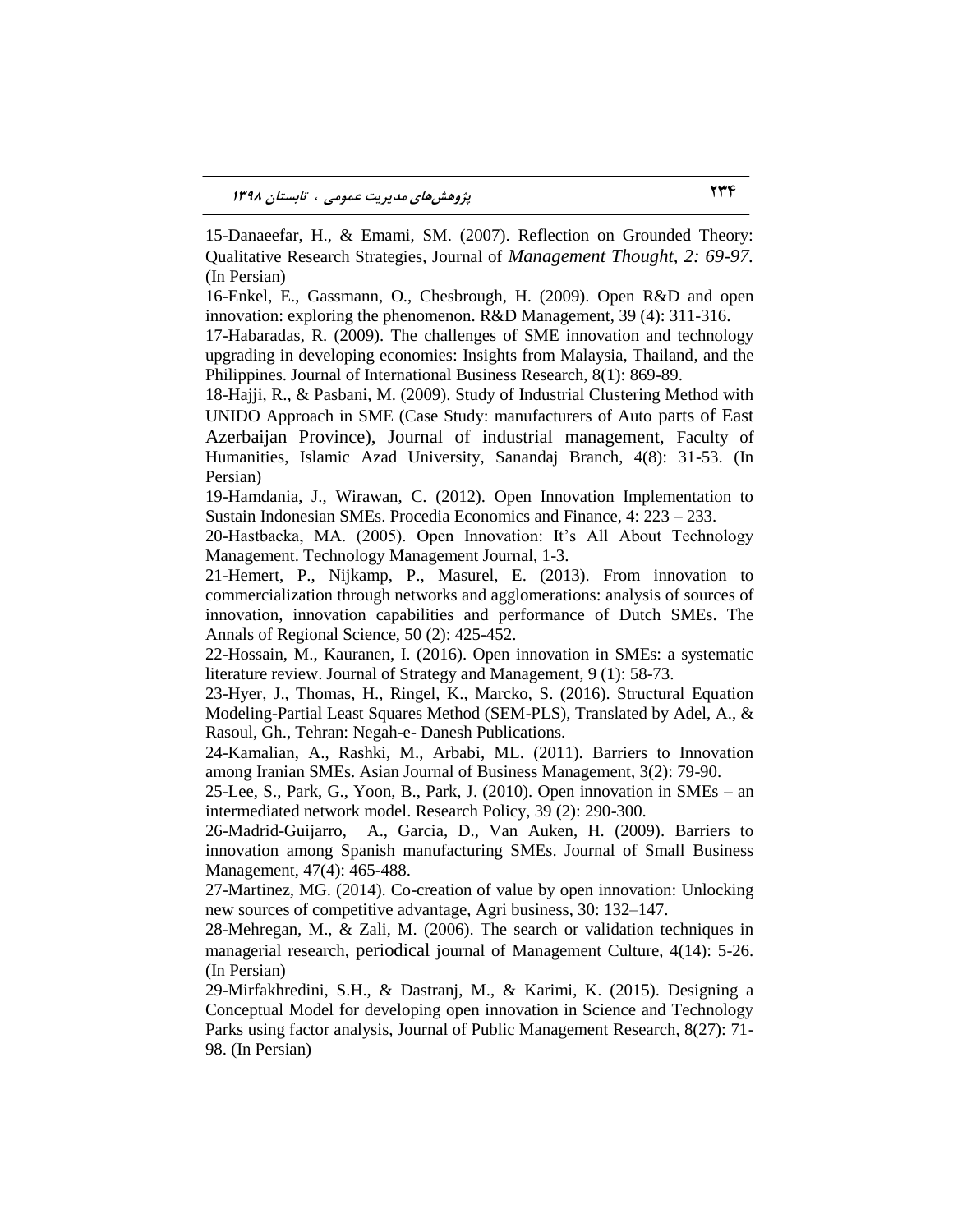15-Danaeefar, H., & Emami, SM. (2007). Reflection on Grounded Theory: Qualitative Research Strategies, Journal of *Management Thought, 2: 69-97.* (In Persian)

16-Enkel, E., Gassmann, O., Chesbrough, H. (2009). Open R&D and open innovation: exploring the phenomenon. R&D Management, 39 (4): 311-316.

17-Habaradas, R. (2009). The challenges of SME innovation and technology upgrading in developing economies: Insights from Malaysia, Thailand, and the Philippines. Journal of International Business Research, 8(1): 869-89.

18-Hajji, R., & Pasbani, M. (2009). Study of Industrial Clustering Method with UNIDO Approach in SME (Case Study: manufacturers of Auto parts of East Azerbaijan Province), Journal of industrial management, Faculty of Humanities, Islamic Azad University, Sanandaj Branch, 4(8): 31-53. (In Persian)

19-Hamdania, J., Wirawan, C. (2012). Open Innovation Implementation to Sustain Indonesian SMEs. Procedia Economics and Finance, 4: 223 – 233.

20-Hastbacka, MA. (2005). Open Innovation: It's All About Technology Management. Technology Management Journal, 1-3.

21-Hemert, P., Nijkamp, P., Masurel, E. (2013). From innovation to commercialization through networks and agglomerations: analysis of sources of innovation, innovation capabilities and performance of Dutch SMEs. The Annals of Regional Science, 50 (2): 425-452.

22-Hossain, M., Kauranen, I. (2016). Open innovation in SMEs: a systematic literature review. Journal of Strategy and Management, 9 (1): 58-73.

23-Hyer, J., Thomas, H., Ringel, K., Marcko, S. (2016). Structural Equation Modeling-Partial Least Squares Method (SEM-PLS), Translated by Adel, A., & Rasoul, Gh., Tehran: Negah-e- Danesh Publications.

24-Kamalian, A., Rashki, M., Arbabi, ML. (2011). Barriers to Innovation among Iranian SMEs. Asian Journal of Business Management, 3(2): 79-90.

25-Lee, S., Park, G., Yoon, B., Park, J. (2010). Open innovation in SMEs – an intermediated network model. Research Policy, 39 (2): 290-300.

26-Madrid-Guijarro, A., Garcia, D., Van Auken, H. (2009). Barriers to innovation among Spanish manufacturing SMEs. Journal of Small Business Management, 47(4): 465-488.

27-Martinez, MG. (2014). Co-creation of value by open innovation: Unlocking new sources of competitive advantage, Agri business, 30: 132–147.

28-Mehregan, M., & Zali, M. (2006). The search or validation techniques in managerial research, periodical journal of Management Culture, 4(14): 5-26. (In Persian)

29-Mirfakhredini, S.H., & Dastranj, M., & Karimi, K. (2015). Designing a Conceptual Model for developing open innovation in Science and Technology Parks using factor analysis, Journal of Public Management Research, 8(27): 71-98. (In Persian)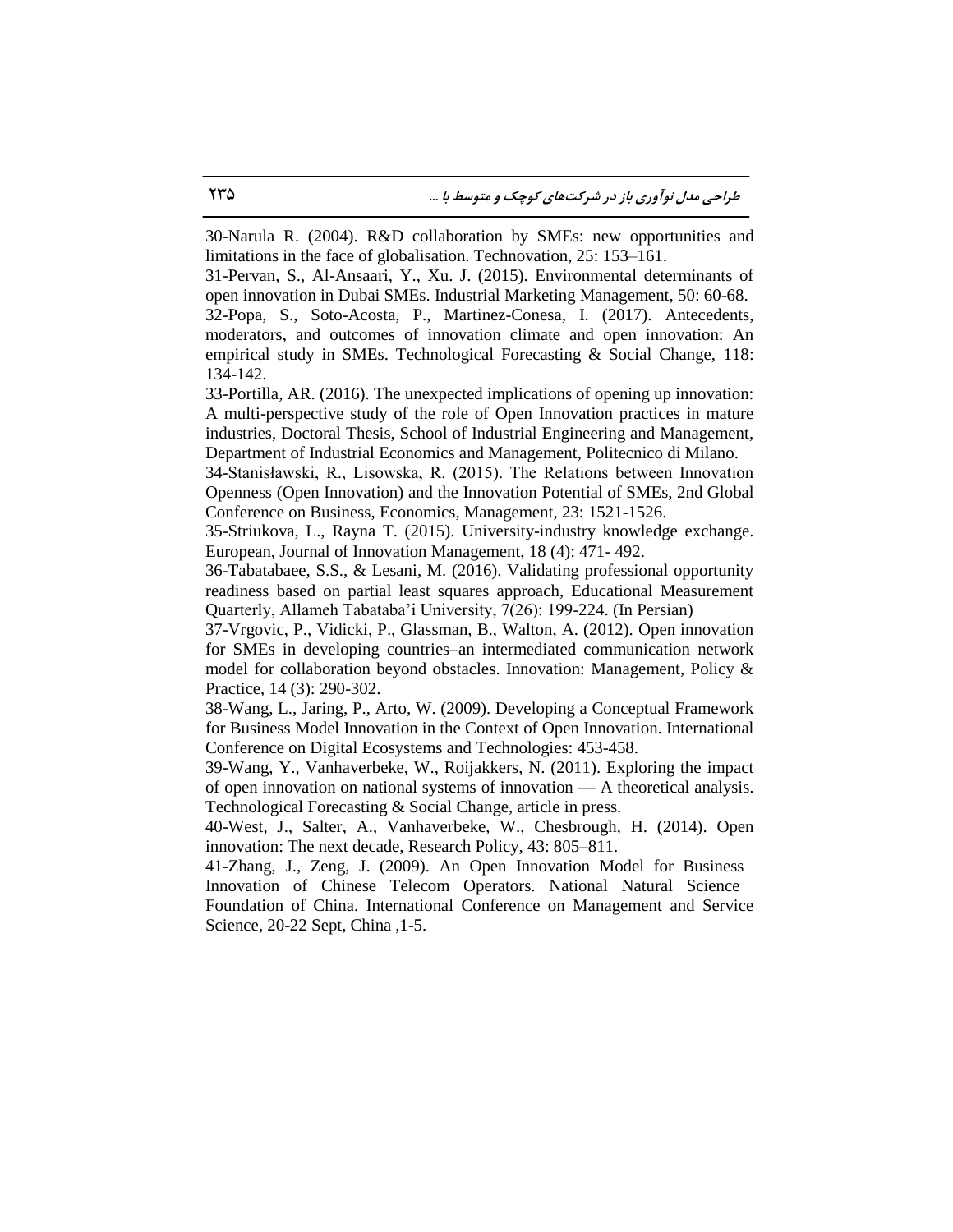30-Narula R. (2004). R&D collaboration by SMEs: new opportunities and limitations in the face of globalisation. Technovation, 25: 153–161.

31-Pervan, S., Al-Ansaari, Y., Xu. J. (2015). Environmental determinants of open innovation in Dubai SMEs. Industrial Marketing Management, 50: 60-68.

32-Popa, S., Soto-Acosta, P., Martinez-Conesa, I. (2017). Antecedents, moderators, and outcomes of innovation climate and open innovation: An empirical study in SMEs. Technological Forecasting & Social Change, 118: 134-142.

33-Portilla, AR. (2016). The unexpected implications of opening up innovation: A multi-perspective study of the role of Open Innovation practices in mature industries, Doctoral Thesis, School of Industrial Engineering and Management, Department of Industrial Economics and Management, Politecnico di Milano.

34-Stanisławski, R., Lisowska, R. (2015). The Relations between Innovation Openness (Open Innovation) and the Innovation Potential of SMEs, 2nd Global Conference on Business, Economics, Management, 23: 1521-1526.

35-Striukova, L., Rayna T. (2015). University-industry knowledge exchange. European, Journal of Innovation Management, 18 (4): 471- 492.

36-Tabatabaee, S.S., & Lesani, M. (2016). Validating professional opportunity readiness based on partial least squares approach, Educational Measurement Quarterly, Allameh Tabataba'i University, 7(26): 199-224. (In Persian)

37-Vrgovic, P., Vidicki, P., Glassman, B., Walton, A. (2012). Open innovation for SMEs in developing countries–an intermediated communication network model for collaboration beyond obstacles. Innovation: Management, Policy & Practice, 14 (3): 290-302.

38-Wang, L., Jaring, P., Arto, W. (2009). Developing a Conceptual Framework for Business Model Innovation in the Context of Open Innovation. International Conference on Digital Ecosystems and Technologies: 453-458.

39-Wang, Y., Vanhaverbeke, W., Roijakkers, N. (2011). Exploring the impact of open innovation on national systems of innovation — A theoretical analysis. Technological Forecasting & Social Change, article in press.

40-West, J., Salter, A., Vanhaverbeke, W., Chesbrough, H. (2014). Open innovation: The next decade, Research Policy, 43: 805–811.

41-Zhang, J., Zeng, J. (2009). An Open Innovation Model for Business Innovation of Chinese Telecom Operators. National Natural Science Foundation of China. International Conference on Management and Service Science, 20-22 Sept, China ,1-5.